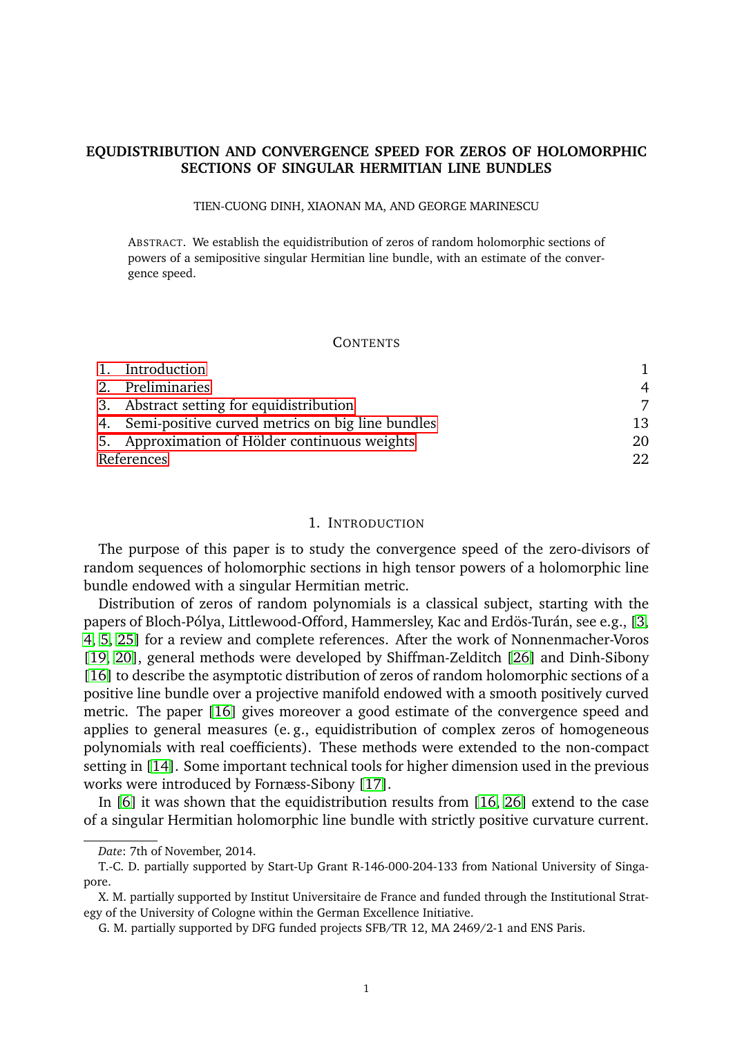# EQUIDISTRIBUTION AND CONVERGENCE SPEED FOR ZEROS OF HOLOMORPHIC SECTIONS OF SINGULAR HERMITIAN LINE BUNDLES

TIEN-CUONG DINH, XIAONAN MA, AND GEORGE MARINESCU

ABSTRACT. We establish the equidistribution of zeros of random holomorphic sections of powers of a semipositive singular Hermitian line bundle, with an estimate of the convergence speed.

CONTENTS

| | |
|---|---|
| 1. Introduction | 1 |
| 2. Preliminaries | 4 |
| 3. Abstract setting for equidistribution | 7 |
| 4. Semi-positive curved metrics on big line bundles | 13 |
| 5. Approximation of Hölder continuous weights | 20 |
| References | 22 |

## 1. INTRODUCTION

The purpose of this paper is to study the convergence speed of the zero-divisors of random sequences of holomorphic sections in high tensor powers of a holomorphic line bundle endowed with a singular Hermitian metric.

Distribution of zeros of random polynomials is a classical subject, starting with the papers of Bloch-Pólya, Littlewood-Offord, Hammersley, Kac and Erdös-Turán, see e.g., [3, 4, 5, 25] for a review and complete references. After the work of Nonnenmacher-Voros [19, 20], general methods were developed by Shiffman-Zelditch [26] and Dinh-Sibony [16] to describe the asymptotic distribution of zeros of random holomorphic sections of a positive line bundle over a projective manifold endowed with a smooth positively curved metric. The paper [16] gives moreover a good estimate of the convergence speed and applies to general measures (e. g., equidistribution of complex zeros of homogeneous polynomials with real coefficients). These methods were extended to the non-compact setting in [14]. Some important technical tools for higher dimension used in the previous works were introduced by Fornæss-Sibony [17].

In [6] it was shown that the equidistribution results from [16, 26] extend to the case of a singular Hermitian holomorphic line bundle with strictly positive curvature current.

---

*Date*: 7th of November, 2014.

T.-C. D. partially supported by Start-Up Grant R-146-000-204-133 from National University of Singapore.

X. M. partially supported by Institut Universitaire de France and funded through the Institutional Strategy of the University of Cologne within the German Excellence Initiative.

G. M. partially supported by DFG funded projects SFB/TR 12, MA 2469/2-1 and ENS Paris.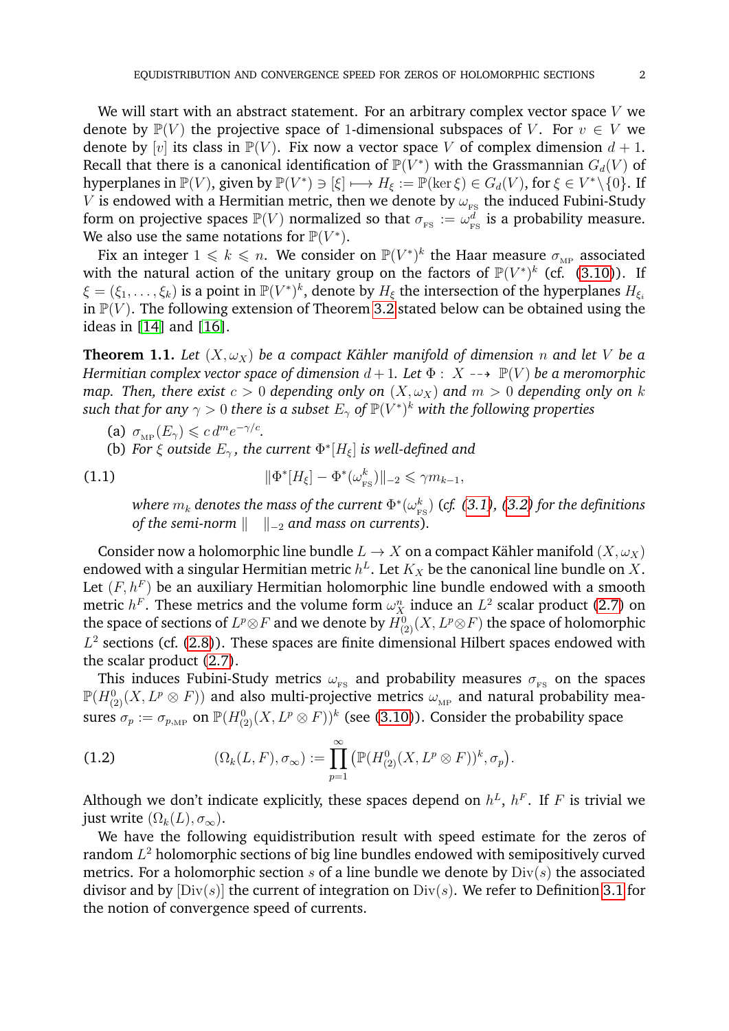We will start with an abstract statement. For an arbitrary complex vector space $V$ we denote by $\mathbb{P}(V)$ the projective space of 1-dimensional subspaces of $V$. For $v \in V$ we denote by $[v]$ its class in $\mathbb{P}(V)$. Fix now a vector space $V$ of complex dimension $d+1$. Recall that there is a canonical identification of $\mathbb{P}(V^*)$ with the Grassmannian $G_d(V)$ of hyperplanes in $\mathbb{P}(V)$, given by $\mathbb{P}(V^*) \ni [\xi] \longmapsto H_\xi := \mathbb{P}(\ker \xi) \in G_d(V)$, for $\xi \in V^* \setminus \{0\}$. If $V$ is endowed with a Hermitian metric, then we denote by $\omega_{_{\rm FS}}$ the induced Fubini-Study form on projective spaces $\mathbb{P}(V)$ normalized so that $\sigma_{_{\rm FS}} := \omega_{_{\rm FS}}^d$ is a probability measure. We also use the same notations for $\mathbb{P}(V^*)$.

Fix an integer $1 \leqslant k \leqslant n$. We consider on $\mathbb{P}(V^*)^k$ the Haar measure $\sigma_{_{\rm MP}}$ associated with the natural action of the unitary group on the factors of $\mathbb{P}(V^*)^k$ (cf. (3.10)). If $\xi = (\xi_1, \ldots, \xi_k)$ is a point in $\mathbb{P}(V^*)^k$, denote by $H_\xi$ the intersection of the hyperplanes $H_{\xi_i}$ in $\mathbb{P}(V)$. The following extension of Theorem 3.2 stated below can be obtained using the ideas in [14] and [16].

**Theorem 1.1.** *Let $(X, \omega_X)$ be a compact Kähler manifold of dimension $n$ and let $V$ be a Hermitian complex vector space of dimension $d+1$. Let $\Phi : X \dashrightarrow \mathbb{P}(V)$ be a meromorphic map. Then, there exist $c > 0$ depending only on $(X, \omega_X)$ and $m > 0$ depending only on $k$ such that for any $\gamma > 0$ there is a subset $E_\gamma$ of $\mathbb{P}(V^*)^k$ with the following properties*

(a) $\sigma_{_{\rm MP}}(E_\gamma) \leqslant c\, d^m e^{-\gamma/c}$.

(b) *For $\xi$ outside $E_\gamma$, the current $\Phi^*[H_\xi]$ is well-defined and*

$$\|\Phi^*[H_\xi] - \Phi^*(\omega_{_{\rm FS}}^k)\|_{-2} \leqslant \gamma m_{k-1}, \tag{1.1}$$

*where $m_k$ denotes the mass of the current $\Phi^*(\omega_{_{\rm FS}}^k)$ (cf. (3.1), (3.2) for the definitions of the semi-norm $\| \quad \|_{-2}$ and mass on currents).*

Consider now a holomorphic line bundle $L \to X$ on a compact Kähler manifold $(X, \omega_X)$ endowed with a singular Hermitian metric $h^L$. Let $K_X$ be the canonical line bundle on $X$. Let $(F, h^F)$ be an auxiliary Hermitian holomorphic line bundle endowed with a smooth metric $h^F$. These metrics and the volume form $\omega_X^n$ induce an $L^2$ scalar product (2.7) on the space of sections of $L^p \otimes F$ and we denote by $H^0_{(2)}(X, L^p \otimes F)$ the space of holomorphic $L^2$ sections (cf. (2.8)). These spaces are finite dimensional Hilbert spaces endowed with the scalar product (2.7).

This induces Fubini-Study metrics $\omega_{_{\rm FS}}$ and probability measures $\sigma_{_{\rm FS}}$ on the spaces $\mathbb{P}(H^0_{(2)}(X, L^p \otimes F))$ and also multi-projective metrics $\omega_{_{\rm MP}}$ and natural probability measures $\sigma_p := \sigma_{p,{\rm MP}}$ on $\mathbb{P}(H^0_{(2)}(X, L^p \otimes F))^k$ (see (3.10)). Consider the probability space

$$(\Omega_k(L, F), \sigma_\infty) := \prod_{p=1}^{\infty} \big(\mathbb{P}(H^0_{(2)}(X, L^p \otimes F))^k, \sigma_p\big). \tag{1.2}$$

Although we don't indicate explicitly, these spaces depend on $h^L$, $h^F$. If $F$ is trivial we just write $(\Omega_k(L), \sigma_\infty)$.

We have the following equidistribution result with speed estimate for the zeros of random $L^2$ holomorphic sections of big line bundles endowed with semipositively curved metrics. For a holomorphic section $s$ of a line bundle we denote by ${\rm Div}(s)$ the associated divisor and by $[{\rm Div}(s)]$ the current of integration on ${\rm Div}(s)$. We refer to Definition 3.1 for the notion of convergence speed of currents.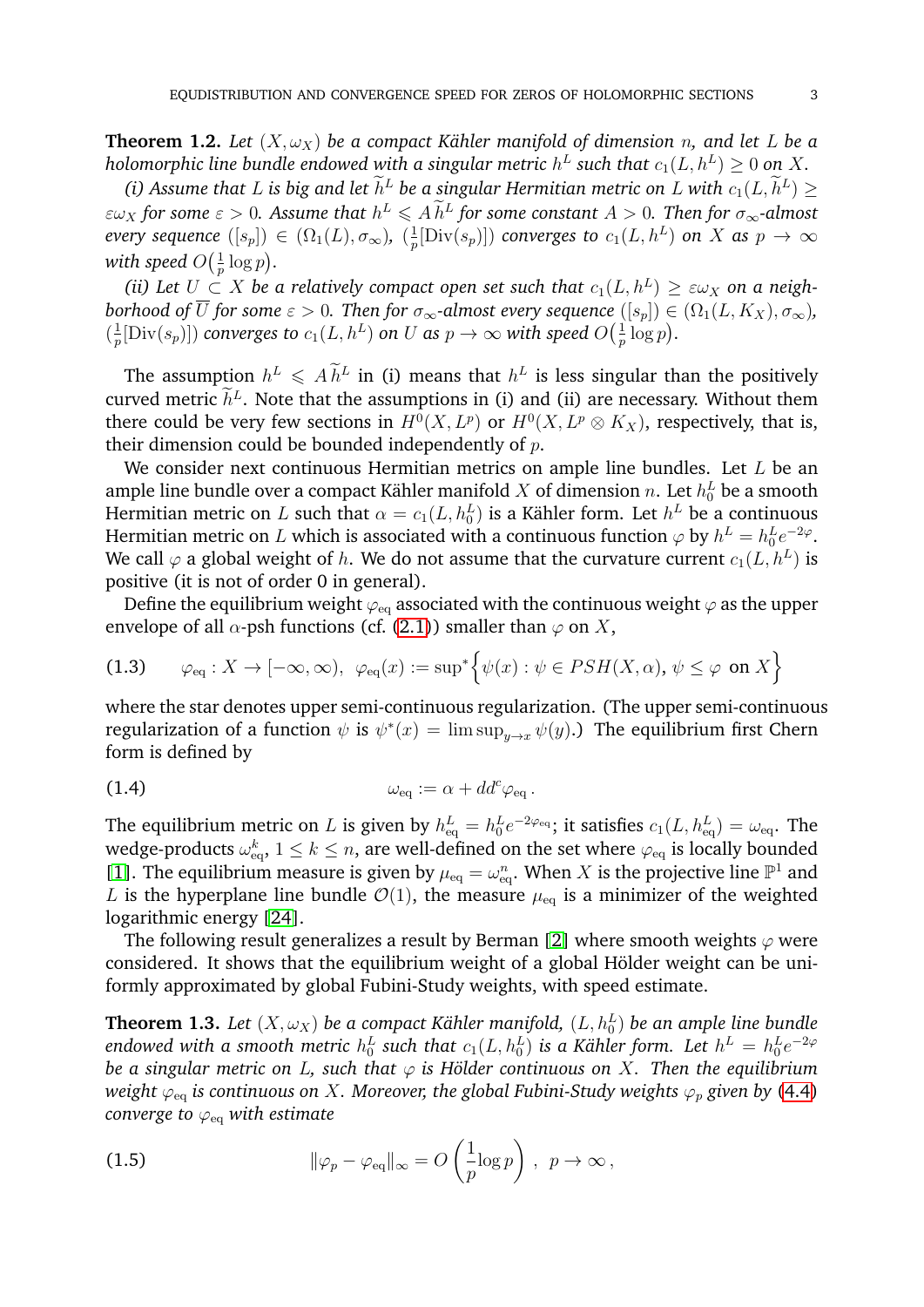**Theorem 1.2.** *Let $(X, \omega_X)$ be a compact Kähler manifold of dimension $n$, and let $L$ be a holomorphic line bundle endowed with a singular metric $h^L$ such that $c_1(L, h^L) \geq 0$ on $X$.*

*(i) Assume that $L$ is big and let $\widetilde{h}^L$ be a singular Hermitian metric on $L$ with $c_1(L, \widetilde{h}^L) \geq \varepsilon \omega_X$ for some $\varepsilon > 0$. Assume that $h^L \leqslant A\, \widetilde{h}^L$ for some constant $A > 0$. Then for $\sigma_\infty$-almost every sequence $([s_p]) \in (\Omega_1(L), \sigma_\infty)$, $(\frac{1}{p}[\mathrm{Div}(s_p)])$ converges to $c_1(L, h^L)$ on $X$ as $p \to \infty$ with speed $O\big(\frac{1}{p}\log p\big)$.*

*(ii) Let $U \subset X$ be a relatively compact open set such that $c_1(L, h^L) \geq \varepsilon \omega_X$ on a neighborhood of $\overline{U}$ for some $\varepsilon > 0$. Then for $\sigma_\infty$-almost every sequence $([s_p]) \in (\Omega_1(L, K_X), \sigma_\infty)$, $(\frac{1}{p}[\mathrm{Div}(s_p)])$ converges to $c_1(L, h^L)$ on $U$ as $p \to \infty$ with speed $O\big(\frac{1}{p}\log p\big)$.*

The assumption $h^L \leqslant A\, \widetilde{h}^L$ in (i) means that $h^L$ is less singular than the positively curved metric $\widetilde{h}^L$. Note that the assumptions in (i) and (ii) are necessary. Without them there could be very few sections in $H^0(X, L^p)$ or $H^0(X, L^p \otimes K_X)$, respectively, that is, their dimension could be bounded independently of $p$.

We consider next continuous Hermitian metrics on ample line bundles. Let $L$ be an ample line bundle over a compact Kähler manifold $X$ of dimension $n$. Let $h_0^L$ be a smooth Hermitian metric on $L$ such that $\alpha = c_1(L, h_0^L)$ is a Kähler form. Let $h^L$ be a continuous Hermitian metric on $L$ which is associated with a continuous function $\varphi$ by $h^L = h_0^L e^{-2\varphi}$. We call $\varphi$ a global weight of $h$. We do not assume that the curvature current $c_1(L, h^L)$ is positive (it is not of order 0 in general).

Define the equilibrium weight $\varphi_{\rm eq}$ associated with the continuous weight $\varphi$ as the upper envelope of all $\alpha$-psh functions (cf. (2.1)) smaller than $\varphi$ on $X$,

$$\varphi_{\rm eq} : X \to [-\infty, \infty), \;\; \varphi_{\rm eq}(x) := \sup{}^*\Big\{\psi(x) : \psi \in PSH(X, \alpha),\, \psi \leq \varphi \text{ on } X\Big\} \tag{1.3}$$

where the star denotes upper semi-continuous regularization. (The upper semi-continuous regularization of a function $\psi$ is $\psi^*(x) = \limsup_{y \to x} \psi(y)$.) The equilibrium first Chern form is defined by

$$\omega_{\rm eq} := \alpha + dd^c \varphi_{\rm eq}\,. \tag{1.4}$$

The equilibrium metric on $L$ is given by $h^L_{\rm eq} = h_0^L e^{-2\varphi_{\rm eq}}$; it satisfies $c_1(L, h^L_{\rm eq}) = \omega_{\rm eq}$. The wedge-products $\omega^k_{\rm eq}$, $1 \leq k \leq n$, are well-defined on the set where $\varphi_{\rm eq}$ is locally bounded [1]. The equilibrium measure is given by $\mu_{\rm eq} = \omega^n_{\rm eq}$. When $X$ is the projective line $\mathbb{P}^1$ and $L$ is the hyperplane line bundle $\mathcal{O}(1)$, the measure $\mu_{\rm eq}$ is a minimizer of the weighted logarithmic energy [24].

The following result generalizes a result by Berman [2] where smooth weights $\varphi$ were considered. It shows that the equilibrium weight of a global Hölder weight can be uniformly approximated by global Fubini-Study weights, with speed estimate.

**Theorem 1.3.** *Let $(X, \omega_X)$ be a compact Kähler manifold, $(L, h_0^L)$ be an ample line bundle endowed with a smooth metric $h_0^L$ such that $c_1(L, h_0^L)$ is a Kähler form. Let $h^L = h_0^L e^{-2\varphi}$ be a singular metric on $L$, such that $\varphi$ is Hölder continuous on $X$. Then the equilibrium weight $\varphi_{\rm eq}$ is continuous on $X$. Moreover, the global Fubini-Study weights $\varphi_p$ given by (4.4) converge to $\varphi_{\rm eq}$ with estimate*

$$\|\varphi_p - \varphi_{\rm eq}\|_\infty = O\left(\frac{1}{p}\log p\right)\,, \;\; p \to \infty\,, \tag{1.5}$$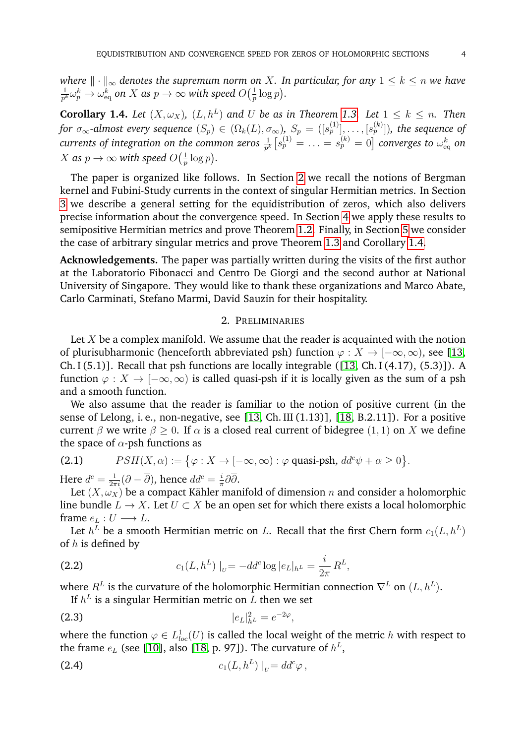*where $\|\cdot\|_\infty$ denotes the supremum norm on $X$. In particular, for any $1 \le k \le n$ we have $\frac{1}{p^k}\omega_p^k \to \omega_{\rm eq}^k$ on $X$ as $p \to \infty$ with speed $O\big(\frac{1}{p}\log p\big)$.*

**Corollary 1.4.** *Let $(X, \omega_X)$, $(L, h^L)$ and $U$ be as in Theorem 1.3. Let $1 \le k \le n$. Then for $\sigma_\infty$-almost every sequence $(S_p) \in (\Omega_k(L), \sigma_\infty)$, $S_p = ([s_p^{(1)}], \dots, [s_p^{(k)}])$, the sequence of currents of integration on the common zeros $\frac{1}{p^k}\big[s_p^{(1)} = \ldots = s_p^{(k)} = 0\big]$ converges to $\omega_{\rm eq}^k$ on $X$ as $p \to \infty$ with speed $O\big(\frac{1}{p}\log p\big)$.*

The paper is organized like follows. In Section 2 we recall the notions of Bergman kernel and Fubini-Study currents in the context of singular Hermitian metrics. In Section 3 we describe a general setting for the equidistribution of zeros, which also delivers precise information about the convergence speed. In Section 4 we apply these results to semipositive Hermitian metrics and prove Theorem 1.2. Finally, in Section 5 we consider the case of arbitrary singular metrics and prove Theorem 1.3 and Corollary 1.4.

**Acknowledgements.** The paper was partially written during the visits of the first author at the Laboratorio Fibonacci and Centro De Giorgi and the second author at National University of Singapore. They would like to thank these organizations and Marco Abate, Carlo Carminati, Stefano Marmi, David Sauzin for their hospitality.

## 2. Preliminaries

Let $X$ be a complex manifold. We assume that the reader is acquainted with the notion of plurisubharmonic (henceforth abbreviated psh) function $\varphi : X \to [-\infty, \infty)$, see [13, Ch. I (5.1)]. Recall that psh functions are locally integrable ([13, Ch. I (4.17), (5.3)]). A function $\varphi : X \to [-\infty, \infty)$ is called quasi-psh if it is locally given as the sum of a psh and a smooth function.

We also assume that the reader is familiar to the notion of positive current (in the sense of Lelong, i. e., non-negative, see [13, Ch. III (1.13)], [18, B.2.11]). For a positive current $\beta$ we write $\beta \ge 0$. If $\alpha$ is a closed real current of bidegree $(1,1)$ on $X$ we define the space of $\alpha$-psh functions as

$$PSH(X, \alpha) := \big\{\varphi : X \to [-\infty, \infty) : \varphi \text{ quasi-psh}, \, dd^c\psi + \alpha \ge 0\big\}. \tag{2.1}$$

Here $d^c = \frac{1}{2\pi i}(\partial - \overline{\partial})$, hence $dd^c = \frac{i}{\pi}\partial\overline{\partial}$.

Let $(X, \omega_X)$ be a compact Kähler manifold of dimension $n$ and consider a holomorphic line bundle $L \to X$. Let $U \subset X$ be an open set for which there exists a local holomorphic frame $e_L : U \longrightarrow L$.

Let $h^L$ be a smooth Hermitian metric on $L$. Recall that the first Chern form $c_1(L, h^L)$ of $h$ is defined by

$$c_1(L, h^L)\mid_{U} = -dd^c \log |e_L|_{h^L} = \frac{i}{2\pi} R^L, \tag{2.2}$$

where $R^L$ is the curvature of the holomorphic Hermitian connection $\nabla^L$ on $(L, h^L)$.

If $h^L$ is a singular Hermitian metric on $L$ then we set

$$|e_L|^2_{h^L} = e^{-2\varphi}, \tag{2.3}$$

where the function $\varphi \in L^1_{loc}(U)$ is called the local weight of the metric $h$ with respect to the frame $e_L$ (see [10], also [18, p. 97]). The curvature of $h^L$,

$$c_1(L, h^L)\mid_{U} = dd^c\varphi\,, \tag{2.4}$$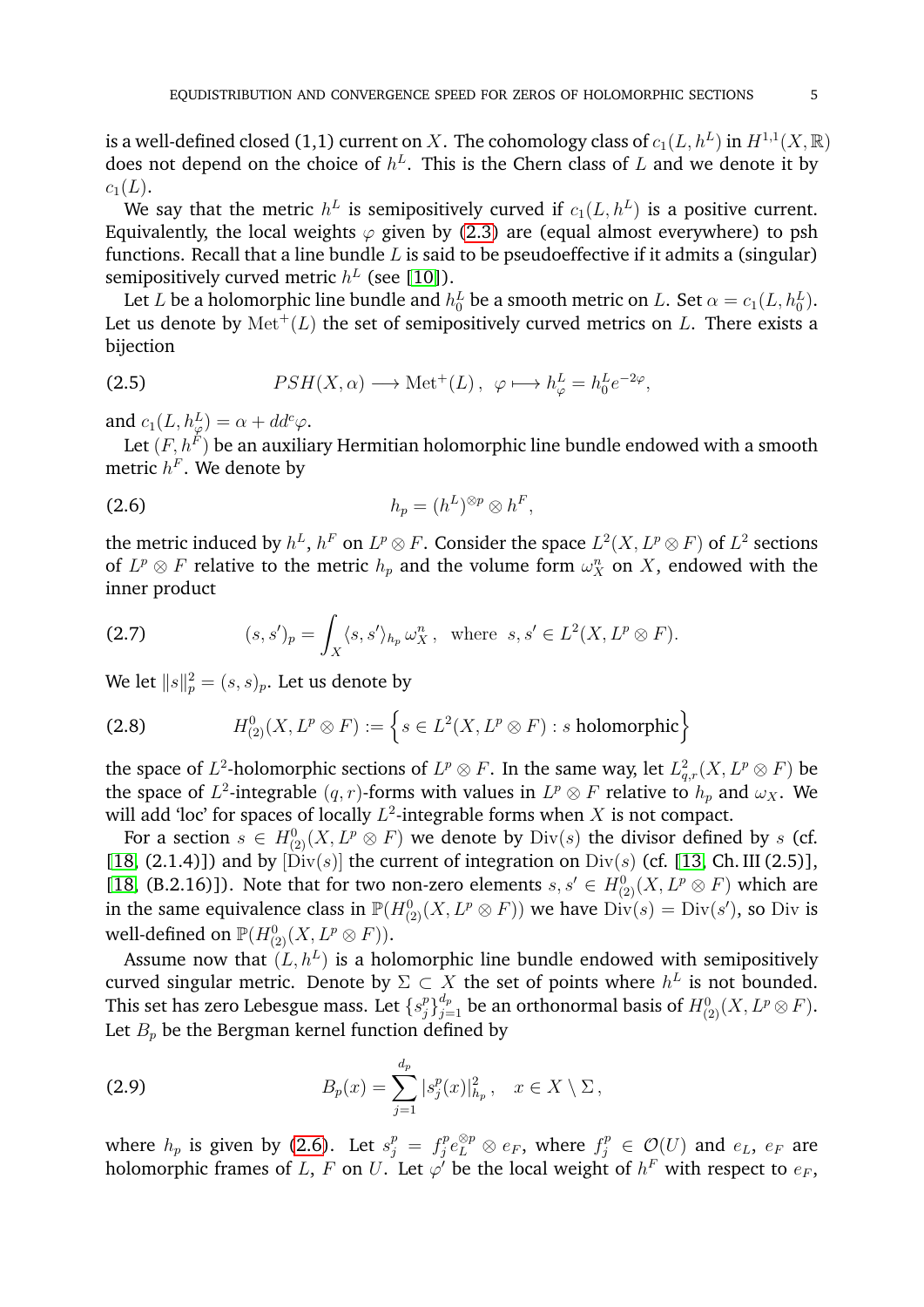is a well-defined closed (1,1) current on $X$. The cohomology class of $c_1(L, h^L)$ in $H^{1,1}(X, \mathbb{R})$ does not depend on the choice of $h^L$. This is the Chern class of $L$ and we denote it by $c_1(L)$.

We say that the metric $h^L$ is semipositively curved if $c_1(L, h^L)$ is a positive current. Equivalently, the local weights $\varphi$ given by (2.3) are (equal almost everywhere) to psh functions. Recall that a line bundle $L$ is said to be pseudoeffective if it admits a (singular) semipositively curved metric $h^L$ (see [10]).

Let $L$ be a holomorphic line bundle and $h^L_0$ be a smooth metric on $L$. Set $\alpha = c_1(L, h^L_0)$. Let us denote by $\mathrm{Met}^+(L)$ the set of semipositively curved metrics on $L$. There exists a bijection

$$PSH(X, \alpha) \longrightarrow \mathrm{Met}^+(L)\,, \;\; \varphi \longmapsto h^L_\varphi = h^L_0 e^{-2\varphi}, \tag{2.5}$$

and $c_1(L, h^L_\varphi) = \alpha + dd^c\varphi$.

Let $(F, h^F)$ be an auxiliary Hermitian holomorphic line bundle endowed with a smooth metric $h^F$. We denote by

$$h_p = (h^L)^{\otimes p} \otimes h^F, \tag{2.6}$$

the metric induced by $h^L$, $h^F$ on $L^p \otimes F$. Consider the space $L^2(X, L^p \otimes F)$ of $L^2$ sections of $L^p \otimes F$ relative to the metric $h_p$ and the volume form $\omega^n_X$ on $X$, endowed with the inner product

$$(s, s')_p = \int_X \langle s, s' \rangle_{h_p} \, \omega^n_X\,, \;\; \text{where} \;\; s, s' \in L^2(X, L^p \otimes F). \tag{2.7}$$

We let $\|s\|^2_p = (s, s)_p$. Let us denote by

$$H^0_{(2)}(X, L^p \otimes F) := \Big\{ s \in L^2(X, L^p \otimes F) : s \text{ holomorphic} \Big\} \tag{2.8}$$

the space of $L^2$-holomorphic sections of $L^p \otimes F$. In the same way, let $L^2_{q,r}(X, L^p \otimes F)$ be the space of $L^2$-integrable $(q, r)$-forms with values in $L^p \otimes F$ relative to $h_p$ and $\omega_X$. We will add 'loc' for spaces of locally $L^2$-integrable forms when $X$ is not compact.

For a section $s \in H^0_{(2)}(X, L^p \otimes F)$ we denote by $\mathrm{Div}(s)$ the divisor defined by $s$ (cf. [18, (2.1.4)]) and by $[\mathrm{Div}(s)]$ the current of integration on $\mathrm{Div}(s)$ (cf. [13, Ch. III (2.5)], [18, (B.2.16)]). Note that for two non-zero elements $s, s' \in H^0_{(2)}(X, L^p \otimes F)$ which are in the same equivalence class in $\mathbb{P}(H^0_{(2)}(X, L^p \otimes F))$ we have $\mathrm{Div}(s) = \mathrm{Div}(s')$, so Div is well-defined on $\mathbb{P}(H^0_{(2)}(X, L^p \otimes F))$.

Assume now that $(L, h^L)$ is a holomorphic line bundle endowed with semipositively curved singular metric. Denote by $\Sigma \subset X$ the set of points where $h^L$ is not bounded. This set has zero Lebesgue mass. Let $\{s^p_j\}^{d_p}_{j=1}$ be an orthonormal basis of $H^0_{(2)}(X, L^p \otimes F)$. Let $B_p$ be the Bergman kernel function defined by

$$B_p(x) = \sum_{j=1}^{d_p} |s^p_j(x)|^2_{h_p}\,, \quad x \in X \setminus \Sigma\,, \tag{2.9}$$

where $h_p$ is given by (2.6). Let $s^p_j = f^p_j e^{\otimes p}_L \otimes e_F$, where $f^p_j \in \mathcal{O}(U)$ and $e_L$, $e_F$ are holomorphic frames of $L$, $F$ on $U$. Let $\varphi'$ be the local weight of $h^F$ with respect to $e_F$,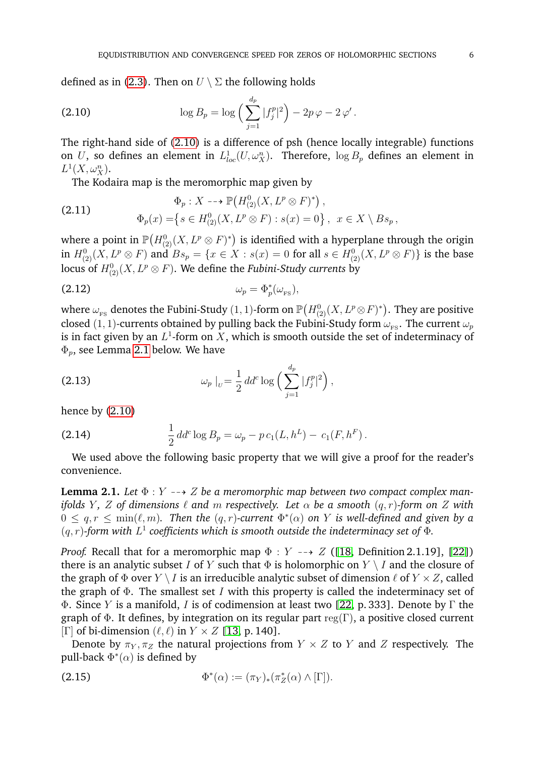defined as in (2.3). Then on $U \setminus \Sigma$ the following holds

$$\log B_p = \log\Big(\sum_{j=1}^{d_p} |f_j^p|^2\Big) - 2p\,\varphi - 2\,\varphi' . \tag{2.10}$$

The right-hand side of (2.10) is a difference of psh (hence locally integrable) functions on $U$, so defines an element in $L^1_{loc}(U, \omega_X^n)$. Therefore, $\log B_p$ defines an element in $L^1(X, \omega_X^n)$.

The Kodaira map is the meromorphic map given by

$$\begin{aligned} &\Phi_p : X \dashrightarrow \mathbb{P}\big(H^0_{(2)}(X, L^p \otimes F)^*\big)\,, \\ &\Phi_p(x) = \big\{ s \in H^0_{(2)}(X, L^p \otimes F) : s(x) = 0 \big\}\,,\ \ x \in X \setminus Bs_p\,, \end{aligned} \tag{2.11}$$

where a point in $\mathbb{P}\big(H^0_{(2)}(X, L^p \otimes F)^*\big)$ is identified with a hyperplane through the origin in $H^0_{(2)}(X, L^p \otimes F)$ and $Bs_p = \{x \in X : s(x) = 0 \text{ for all } s \in H^0_{(2)}(X, L^p \otimes F)\}$ is the base locus of $H^0_{(2)}(X, L^p \otimes F)$. We define the *Fubini-Study currents* by

$$\omega_p = \Phi_p^*(\omega_{_{\rm FS}}), \tag{2.12}$$

where $\omega_{_{\rm FS}}$ denotes the Fubini-Study $(1,1)$-form on $\mathbb{P}\big(H^0_{(2)}(X, L^p \otimes F)^*\big)$. They are positive closed $(1,1)$-currents obtained by pulling back the Fubini-Study form $\omega_{_{\rm FS}}$. The current $\omega_p$ is in fact given by an $L^1$-form on $X$, which is smooth outside the set of indeterminacy of $\Phi_p$, see Lemma 2.1 below. We have

$$\omega_p \mid_U = \frac{1}{2}\, dd^c \log\Big(\sum_{j=1}^{d_p} |f_j^p|^2\Big)\,, \tag{2.13}$$

hence by (2.10)

$$\frac{1}{2}\, dd^c \log B_p = \omega_p - p\, c_1(L, h^L) - \, c_1(F, h^F)\,. \tag{2.14}$$

We used above the following basic property that we will give a proof for the reader's convenience.

**Lemma 2.1.** *Let $\Phi : Y \dashrightarrow Z$ be a meromorphic map between two compact complex manifolds $Y$, $Z$ of dimensions $\ell$ and $m$ respectively. Let $\alpha$ be a smooth $(q,r)$-form on $Z$ with $0 \leq q, r \leq \min(\ell, m)$. Then the $(q,r)$-current $\Phi^*(\alpha)$ on $Y$ is well-defined and given by a $(q,r)$-form with $L^1$ coefficients which is smooth outside the indeterminacy set of $\Phi$.*

*Proof.* Recall that for a meromorphic map $\Phi : Y \dashrightarrow Z$ ([18, Definition 2.1.19], [22]) there is an analytic subset $I$ of $Y$ such that $\Phi$ is holomorphic on $Y \setminus I$ and the closure of the graph of $\Phi$ over $Y \setminus I$ is an irreducible analytic subset of dimension $\ell$ of $Y \times Z$, called the graph of $\Phi$. The smallest set $I$ with this property is called the indeterminacy set of $\Phi$. Since $Y$ is a manifold, $I$ is of codimension at least two [22, p. 333]. Denote by $\Gamma$ the graph of $\Phi$. It defines, by integration on its regular part $\mathrm{reg}(\Gamma)$, a positive closed current $[\Gamma]$ of bi-dimension $(\ell, \ell)$ in $Y \times Z$ [13, p. 140].

Denote by $\pi_Y, \pi_Z$ the natural projections from $Y \times Z$ to $Y$ and $Z$ respectively. The pull-back $\Phi^*(\alpha)$ is defined by

$$\Phi^*(\alpha) := (\pi_Y)_*(\pi_Z^*(\alpha) \wedge [\Gamma]). \tag{2.15}$$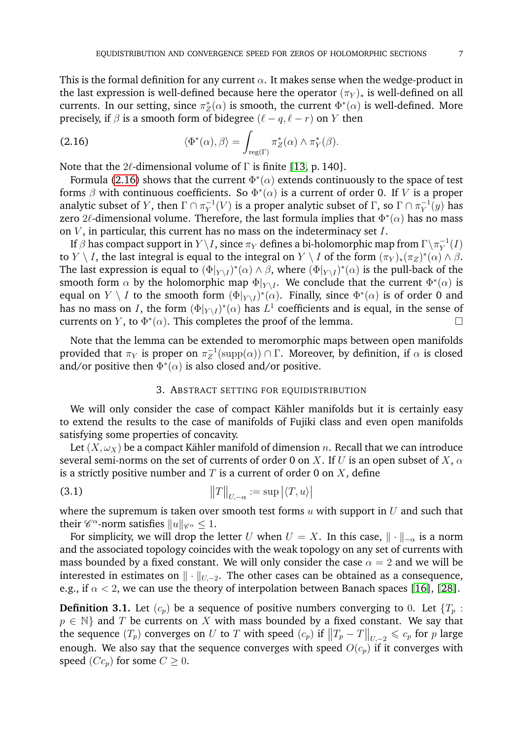This is the formal definition for any current $\alpha$. It makes sense when the wedge-product in the last expression is well-defined because here the operator $(\pi_Y)_*$ is well-defined on all currents. In our setting, since $\pi_Z^*(\alpha)$ is smooth, the current $\Phi^*(\alpha)$ is well-defined. More precisely, if $\beta$ is a smooth form of bidegree $(\ell - q, \ell - r)$ on $Y$ then

$$\langle \Phi^*(\alpha), \beta\rangle = \int_{\mathrm{reg}(\Gamma)} \pi_Z^*(\alpha) \wedge \pi_Y^*(\beta). \tag{2.16}$$

Note that the $2\ell$-dimensional volume of $\Gamma$ is finite [13, p. 140].

Formula (2.16) shows that the current $\Phi^*(\alpha)$ extends continuously to the space of test forms $\beta$ with continuous coefficients. So $\Phi^*(\alpha)$ is a current of order 0. If $V$ is a proper analytic subset of $Y$, then $\Gamma \cap \pi_Y^{-1}(V)$ is a proper analytic subset of $\Gamma$, so $\Gamma \cap \pi_Y^{-1}(y)$ has zero $2\ell$-dimensional volume. Therefore, the last formula implies that $\Phi^*(\alpha)$ has no mass on $V$, in particular, this current has no mass on the indeterminacy set $I$.

If $\beta$ has compact support in $Y \setminus I$, since $\pi_Y$ defines a bi-holomorphic map from $\Gamma\setminus\pi_Y^{-1}(I)$ to $Y \setminus I$, the last integral is equal to the integral on $Y \setminus I$ of the form $(\pi_Y)_*(\pi_Z)^*(\alpha) \wedge \beta$. The last expression is equal to $(\Phi|_{Y\setminus I})^*(\alpha) \wedge \beta$, where $(\Phi|_{Y\setminus I})^*(\alpha)$ is the pull-back of the smooth form $\alpha$ by the holomorphic map $\Phi|_{Y\setminus I}$. We conclude that the current $\Phi^*(\alpha)$ is equal on $Y \setminus I$ to the smooth form $(\Phi|_{Y\setminus I})^*(\alpha)$. Finally, since $\Phi^*(\alpha)$ is of order 0 and has no mass on $I$, the form $(\Phi|_{Y\setminus I})^*(\alpha)$ has $L^1$ coefficients and is equal, in the sense of currents on $Y$, to $\Phi^*(\alpha)$. This completes the proof of the lemma. □

Note that the lemma can be extended to meromorphic maps between open manifolds provided that $\pi_Y$ is proper on $\pi_Z^{-1}(\mathrm{supp}(\alpha)) \cap \Gamma$. Moreover, by definition, if $\alpha$ is closed and/or positive then $\Phi^*(\alpha)$ is also closed and/or positive.

## 3. Abstract setting for equidistribution

We will only consider the case of compact Kähler manifolds but it is certainly easy to extend the results to the case of manifolds of Fujiki class and even open manifolds satisfying some properties of concavity.

Let $(X, \omega_X)$ be a compact Kähler manifold of dimension $n$. Recall that we can introduce several semi-norms on the set of currents of order 0 on $X$. If $U$ is an open subset of $X$, $\alpha$ is a strictly positive number and $T$ is a current of order 0 on $X$, define

$$\big\|T\big\|_{U,-\alpha} := \sup \big|\langle T, u\rangle\big| \tag{3.1}$$

where the supremum is taken over smooth test forms $u$ with support in $U$ and such that their $\mathscr{C}^\alpha$-norm satisfies $\|u\|_{\mathscr{C}^\alpha} \leq 1$.

For simplicity, we will drop the letter $U$ when $U = X$. In this case, $\|\cdot\|_{-\alpha}$ is a norm and the associated topology coincides with the weak topology on any set of currents with mass bounded by a fixed constant. We will only consider the case $\alpha = 2$ and we will be interested in estimates on $\|\cdot\|_{U,-2}$. The other cases can be obtained as a consequence, e.g., if $\alpha < 2$, we can use the theory of interpolation between Banach spaces [16], [28].

**Definition 3.1.** Let $(c_p)$ be a sequence of positive numbers converging to 0. Let $\{T_p : p \in \mathbb{N}\}$ and $T$ be currents on $X$ with mass bounded by a fixed constant. We say that the sequence $(T_p)$ converges on $U$ to $T$ with speed $(c_p)$ if $\big\|T_p - T\big\|_{U,-2} \leqslant c_p$ for $p$ large enough. We also say that the sequence converges with speed $O(c_p)$ if it converges with speed $(Cc_p)$ for some $C \geq 0$.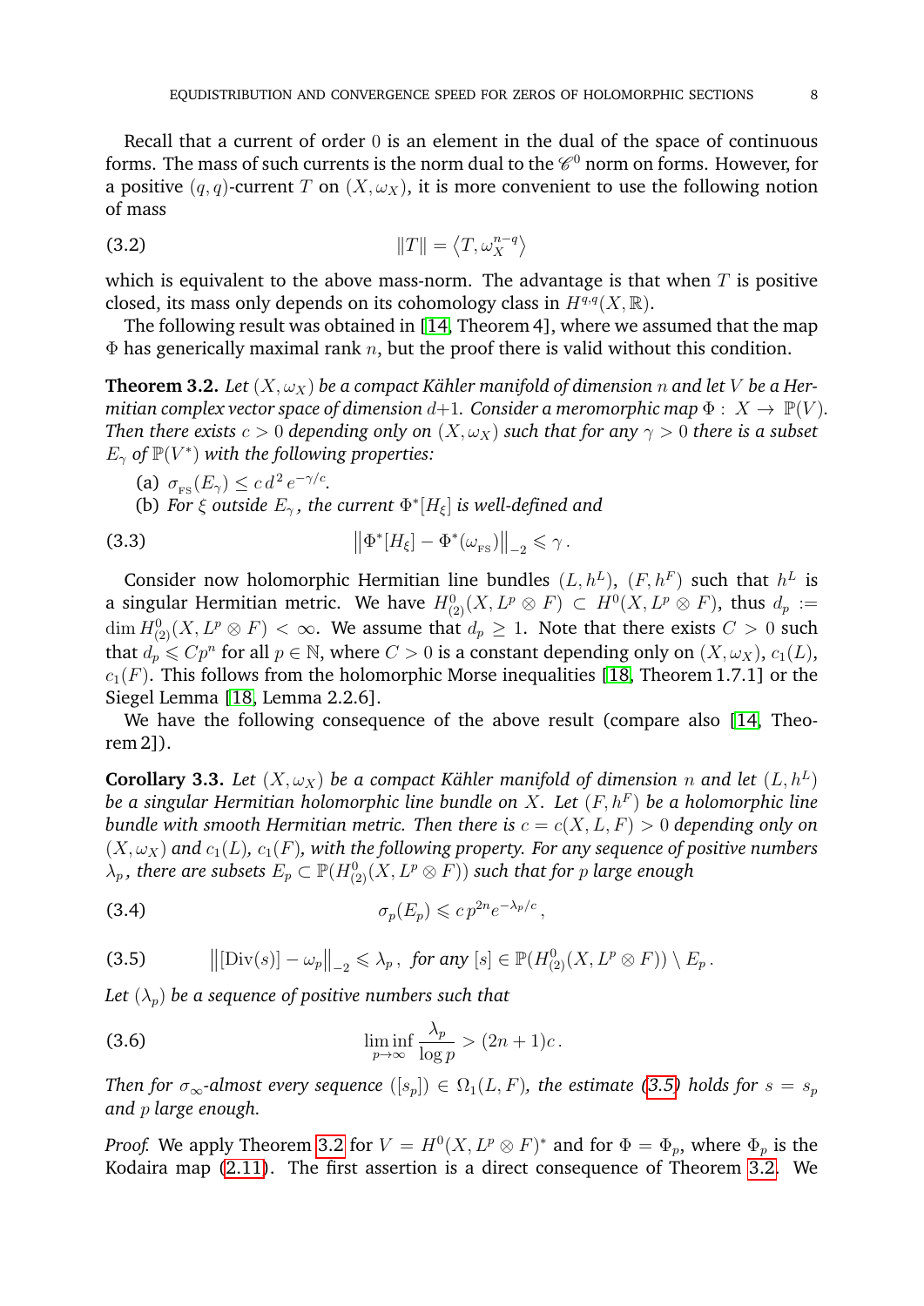Recall that a current of order 0 is an element in the dual of the space of continuous forms. The mass of such currents is the norm dual to the $\mathscr{C}^0$ norm on forms. However, for a positive $(q,q)$-current $T$ on $(X,\omega_X)$, it is more convenient to use the following notion of mass

$$\|T\| = \left\langle T, \omega_X^{n-q} \right\rangle \tag{3.2}$$

which is equivalent to the above mass-norm. The advantage is that when $T$ is positive closed, its mass only depends on its cohomology class in $H^{q,q}(X,\mathbb{R})$.

The following result was obtained in [14, Theorem 4], where we assumed that the map $\Phi$ has generically maximal rank $n$, but the proof there is valid without this condition.

**Theorem 3.2.** *Let $(X,\omega_X)$ be a compact Kähler manifold of dimension $n$ and let $V$ be a Hermitian complex vector space of dimension $d+1$. Consider a meromorphic map $\Phi: X \to \mathbb{P}(V)$. Then there exists $c > 0$ depending only on $(X,\omega_X)$ such that for any $\gamma > 0$ there is a subset $E_\gamma$ of $\mathbb{P}(V^*)$ with the following properties:*

(a) $\sigma_{_{\rm FS}}(E_\gamma) \leq c\, d^2\, e^{-\gamma/c}$.

(b) *For $\xi$ outside $E_\gamma$, the current $\Phi^*[H_\xi]$ is well-defined and*

$$\left\|\Phi^*[H_\xi] - \Phi^*(\omega_{_{\rm FS}})\right\|_{-2} \leqslant \gamma\,. \tag{3.3}$$

Consider now holomorphic Hermitian line bundles $(L,h^L)$, $(F,h^F)$ such that $h^L$ is a singular Hermitian metric. We have $H^0_{(2)}(X, L^p \otimes F) \subset H^0(X, L^p \otimes F)$, thus $d_p := \dim H^0_{(2)}(X, L^p \otimes F) < \infty$. We assume that $d_p \geq 1$. Note that there exists $C > 0$ such that $d_p \leqslant Cp^n$ for all $p \in \mathbb{N}$, where $C > 0$ is a constant depending only on $(X,\omega_X)$, $c_1(L)$, $c_1(F)$. This follows from the holomorphic Morse inequalities [18, Theorem 1.7.1] or the Siegel Lemma [18, Lemma 2.2.6].

We have the following consequence of the above result (compare also [14, Theorem 2]).

**Corollary 3.3.** *Let $(X,\omega_X)$ be a compact Kähler manifold of dimension $n$ and let $(L,h^L)$ be a singular Hermitian holomorphic line bundle on $X$. Let $(F,h^F)$ be a holomorphic line bundle with smooth Hermitian metric. Then there is $c = c(X,L,F) > 0$ depending only on $(X,\omega_X)$ and $c_1(L)$, $c_1(F)$, with the following property. For any sequence of positive numbers $\lambda_p$, there are subsets $E_p \subset \mathbb{P}(H^0_{(2)}(X, L^p \otimes F))$ such that for $p$ large enough*

$$\sigma_p(E_p) \leqslant c\, p^{2n} e^{-\lambda_p/c}\,, \tag{3.4}$$

$$\left\|[\mathrm{Div}(s)] - \omega_p\right\|_{-2} \leqslant \lambda_p\,, \text{ for any } [s] \in \mathbb{P}(H^0_{(2)}(X, L^p \otimes F)) \setminus E_p\,. \tag{3.5}$$

*Let $(\lambda_p)$ be a sequence of positive numbers such that*

$$\liminf_{p\to\infty} \frac{\lambda_p}{\log p} > (2n+1)c\,. \tag{3.6}$$

*Then for $\sigma_\infty$-almost every sequence $([s_p]) \in \Omega_1(L,F)$, the estimate (3.5) holds for $s = s_p$ and $p$ large enough.*

*Proof.* We apply Theorem 3.2 for $V = H^0(X, L^p \otimes F)^*$ and for $\Phi = \Phi_p$, where $\Phi_p$ is the Kodaira map (2.11). The first assertion is a direct consequence of Theorem 3.2. We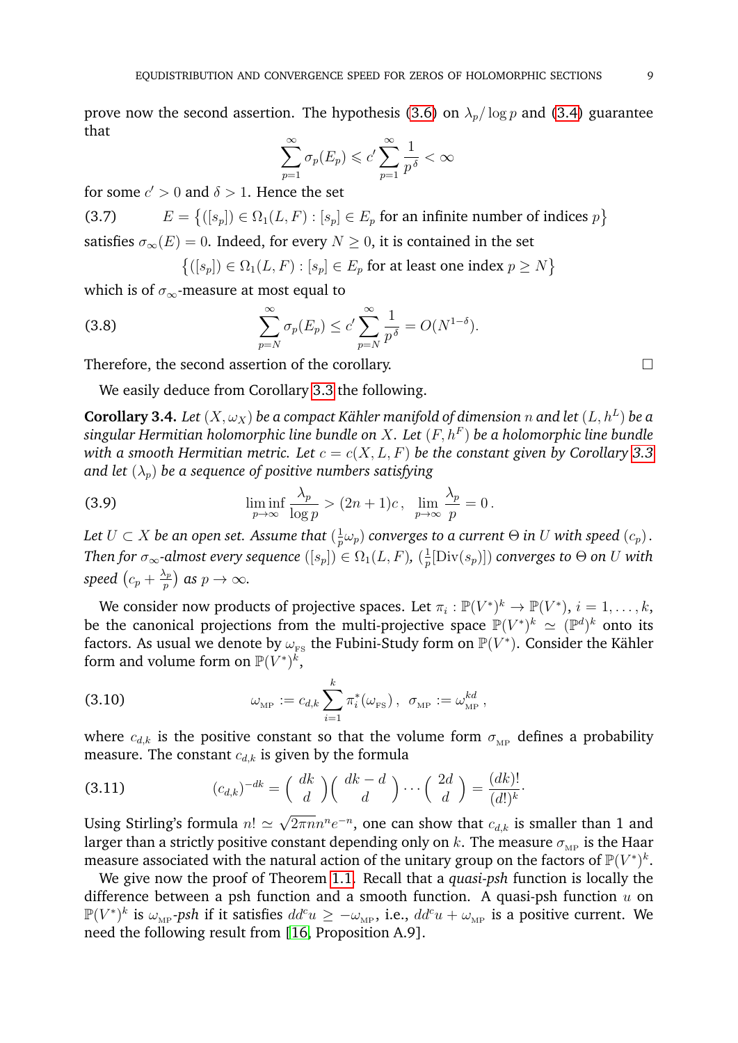prove now the second assertion. The hypothesis (3.6) on $\lambda_p/\log p$ and (3.4) guarantee that

$$\sum_{p=1}^{\infty} \sigma_p(E_p) \leqslant c' \sum_{p=1}^{\infty} \frac{1}{p^{\delta}} < \infty$$

for some $c' > 0$ and $\delta > 1$. Hence the set

$$E = \big\{([s_p]) \in \Omega_1(L,F) : [s_p] \in E_p \text{ for an infinite number of indices } p\big\} \tag{3.7}$$

satisfies $\sigma_\infty(E) = 0$. Indeed, for every $N \geq 0$, it is contained in the set

$$\big\{([s_p]) \in \Omega_1(L,F) : [s_p] \in E_p \text{ for at least one index } p \geq N\big\}$$

which is of $\sigma_\infty$-measure at most equal to

$$\sum_{p=N}^{\infty} \sigma_p(E_p) \leq c' \sum_{p=N}^{\infty} \frac{1}{p^{\delta}} = O(N^{1-\delta}). \tag{3.8}$$

Therefore, the second assertion of the corollary. □

We easily deduce from Corollary 3.3 the following.

**Corollary 3.4.** *Let $(X, \omega_X)$ be a compact Kähler manifold of dimension $n$ and let $(L, h^L)$ be a singular Hermitian holomorphic line bundle on $X$. Let $(F, h^F)$ be a holomorphic line bundle with a smooth Hermitian metric. Let $c = c(X, L, F)$ be the constant given by Corollary 3.3 and let $(\lambda_p)$ be a sequence of positive numbers satisfying*

$$\liminf_{p\to\infty} \frac{\lambda_p}{\log p} > (2n+1)c\,, \quad \lim_{p\to\infty} \frac{\lambda_p}{p} = 0\,. \tag{3.9}$$

*Let $U \subset X$ be an open set. Assume that $(\frac{1}{p}\omega_p)$ converges to a current $\Theta$ in $U$ with speed $(c_p)$. Then for $\sigma_\infty$-almost every sequence $([s_p]) \in \Omega_1(L,F)$, $(\frac{1}{p}[\mathrm{Div}(s_p)])$ converges to $\Theta$ on $U$ with speed $\big(c_p + \frac{\lambda_p}{p}\big)$ as $p \to \infty$.*

We consider now products of projective spaces. Let $\pi_i : \mathbb{P}(V^*)^k \to \mathbb{P}(V^*)$, $i = 1, \ldots, k$, be the canonical projections from the multi-projective space $\mathbb{P}(V^*)^k \simeq (\mathbb{P}^d)^k$ onto its factors. As usual we denote by $\omega_{\rm FS}$ the Fubini-Study form on $\mathbb{P}(V^*)$. Consider the Kähler form and volume form on $\mathbb{P}(V^*)^k$,

$$\omega_{\rm MP} := c_{d,k} \sum_{i=1}^{k} \pi_i^*(\omega_{\rm FS})\,, \quad \sigma_{\rm MP} := \omega_{\rm MP}^{kd}\,, \tag{3.10}$$

where $c_{d,k}$ is the positive constant so that the volume form $\sigma_{\rm MP}$ defines a probability measure. The constant $c_{d,k}$ is given by the formula

$$(c_{d,k})^{-dk} = \binom{dk}{d}\binom{dk-d}{d}\cdots\binom{2d}{d} = \frac{(dk)!}{(d!)^k}\cdot \tag{3.11}$$

Using Stirling's formula $n! \simeq \sqrt{2\pi n}\, n^n e^{-n}$, one can show that $c_{d,k}$ is smaller than 1 and larger than a strictly positive constant depending only on $k$. The measure $\sigma_{\rm MP}$ is the Haar measure associated with the natural action of the unitary group on the factors of $\mathbb{P}(V^*)^k$.

We give now the proof of Theorem 1.1. Recall that a *quasi-psh* function is locally the difference between a psh function and a smooth function. A quasi-psh function $u$ on $\mathbb{P}(V^*)^k$ is $\omega_{\rm MP}$*-psh* if it satisfies $dd^c u \geq -\omega_{\rm MP}$, i.e., $dd^c u + \omega_{\rm MP}$ is a positive current. We need the following result from [16, Proposition A.9].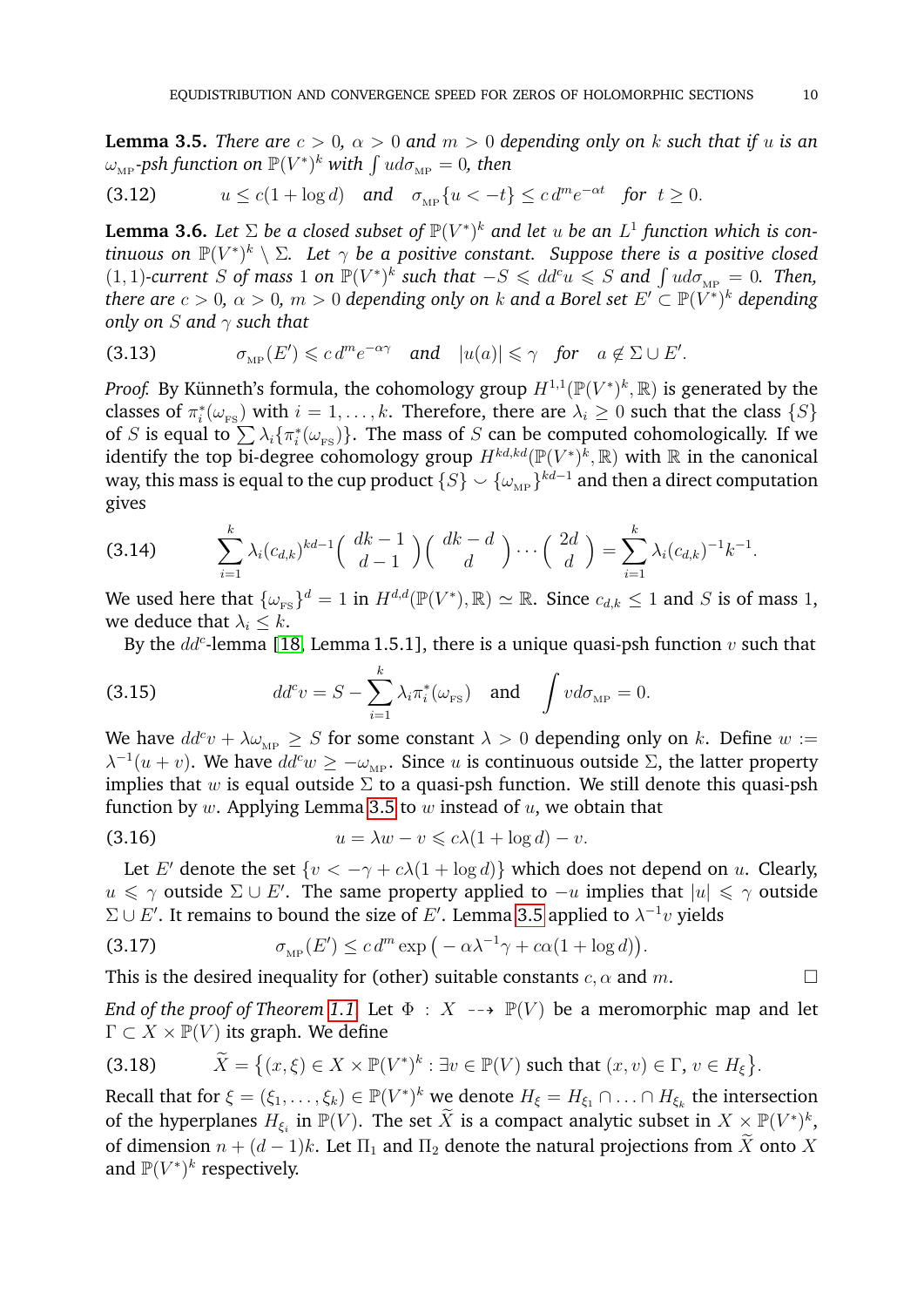**Lemma 3.5.** *There are $c > 0$, $\alpha > 0$ and $m > 0$ depending only on $k$ such that if $u$ is an $\omega_{\rm MP}$-psh function on $\mathbb{P}(V^*)^k$ with $\int u d\sigma_{\rm MP} = 0$, then*

$$u \le c(1 + \log d) \quad \text{and} \quad \sigma_{\rm MP}\{u < -t\} \le c\, d^m e^{-\alpha t} \quad \text{for} \quad t \ge 0. \tag{3.12}$$

**Lemma 3.6.** *Let $\Sigma$ be a closed subset of $\mathbb{P}(V^*)^k$ and let $u$ be an $L^1$ function which is continuous on $\mathbb{P}(V^*)^k \setminus \Sigma$. Let $\gamma$ be a positive constant. Suppose there is a positive closed $(1,1)$-current $S$ of mass $1$ on $\mathbb{P}(V^*)^k$ such that $-S \leqslant dd^c u \leqslant S$ and $\int u d\sigma_{\rm MP} = 0$. Then, there are $c > 0$, $\alpha > 0$, $m > 0$ depending only on $k$ and a Borel set $E' \subset \mathbb{P}(V^*)^k$ depending only on $S$ and $\gamma$ such that*

$$\sigma_{\rm MP}(E') \leqslant c\, d^m e^{-\alpha\gamma} \quad \text{and} \quad |u(a)| \leqslant \gamma \quad \text{for} \quad a \notin \Sigma \cup E'. \tag{3.13}$$

*Proof.* By Künneth's formula, the cohomology group $H^{1,1}(\mathbb{P}(V^*)^k, \mathbb{R})$ is generated by the classes of $\pi_i^*(\omega_{\rm FS})$ with $i = 1, \ldots, k$. Therefore, there are $\lambda_i \ge 0$ such that the class $\{S\}$ of $S$ is equal to $\sum \lambda_i \{\pi_i^*(\omega_{\rm FS})\}$. The mass of $S$ can be computed cohomologically. If we identify the top bi-degree cohomology group $H^{kd,kd}(\mathbb{P}(V^*)^k, \mathbb{R})$ with $\mathbb{R}$ in the canonical way, this mass is equal to the cup product $\{S\} \smile \{\omega_{\rm MP}\}^{kd-1}$ and then a direct computation gives

$$\sum_{i=1}^k \lambda_i (c_{d,k})^{kd-1} \binom{dk-1}{d-1} \binom{dk-d}{d} \cdots \binom{2d}{d} = \sum_{i=1}^k \lambda_i (c_{d,k})^{-1} k^{-1}. \tag{3.14}$$

We used here that $\{\omega_{\rm FS}\}^d = 1$ in $H^{d,d}(\mathbb{P}(V^*), \mathbb{R}) \simeq \mathbb{R}$. Since $c_{d,k} \le 1$ and $S$ is of mass $1$, we deduce that $\lambda_i \le k$.

By the $dd^c$-lemma [18, Lemma 1.5.1], there is a unique quasi-psh function $v$ such that

$$dd^c v = S - \sum_{i=1}^k \lambda_i \pi_i^*(\omega_{\rm FS}) \quad \text{and} \quad \int v d\sigma_{\rm MP} = 0. \tag{3.15}$$

We have $dd^c v + \lambda\omega_{\rm MP} \ge S$ for some constant $\lambda > 0$ depending only on $k$. Define $w := \lambda^{-1}(u + v)$. We have $dd^c w \ge -\omega_{\rm MP}$. Since $u$ is continuous outside $\Sigma$, the latter property implies that $w$ is equal outside $\Sigma$ to a quasi-psh function. We still denote this quasi-psh function by $w$. Applying Lemma 3.5 to $w$ instead of $u$, we obtain that

$$u = \lambda w - v \leqslant c\lambda(1 + \log d) - v. \tag{3.16}$$

Let $E'$ denote the set $\{v < -\gamma + c\lambda(1 + \log d)\}$ which does not depend on $u$. Clearly, $u \leqslant \gamma$ outside $\Sigma \cup E'$. The same property applied to $-u$ implies that $|u| \leqslant \gamma$ outside $\Sigma \cup E'$. It remains to bound the size of $E'$. Lemma 3.5 applied to $\lambda^{-1} v$ yields

$$\sigma_{\rm MP}(E') \le c\, d^m \exp\big(-\alpha\lambda^{-1}\gamma + c\alpha(1 + \log d)\big). \tag{3.17}$$

This is the desired inequality for (other) suitable constants $c, \alpha$ and $m$. $\square$

*End of the proof of Theorem 1.1.* Let $\Phi : X \dashrightarrow \mathbb{P}(V)$ be a meromorphic map and let $\Gamma \subset X \times \mathbb{P}(V)$ its graph. We define

$$\widetilde{X} = \big\{(x, \xi) \in X \times \mathbb{P}(V^*)^k : \exists v \in \mathbb{P}(V) \text{ such that } (x, v) \in \Gamma,\ v \in H_\xi\big\}. \tag{3.18}$$

Recall that for $\xi = (\xi_1, \ldots, \xi_k) \in \mathbb{P}(V^*)^k$ we denote $H_\xi = H_{\xi_1} \cap \ldots \cap H_{\xi_k}$ the intersection of the hyperplanes $H_{\xi_i}$ in $\mathbb{P}(V)$. The set $\widetilde{X}$ is a compact analytic subset in $X \times \mathbb{P}(V^*)^k$, of dimension $n + (d-1)k$. Let $\Pi_1$ and $\Pi_2$ denote the natural projections from $\widetilde{X}$ onto $X$ and $\mathbb{P}(V^*)^k$ respectively.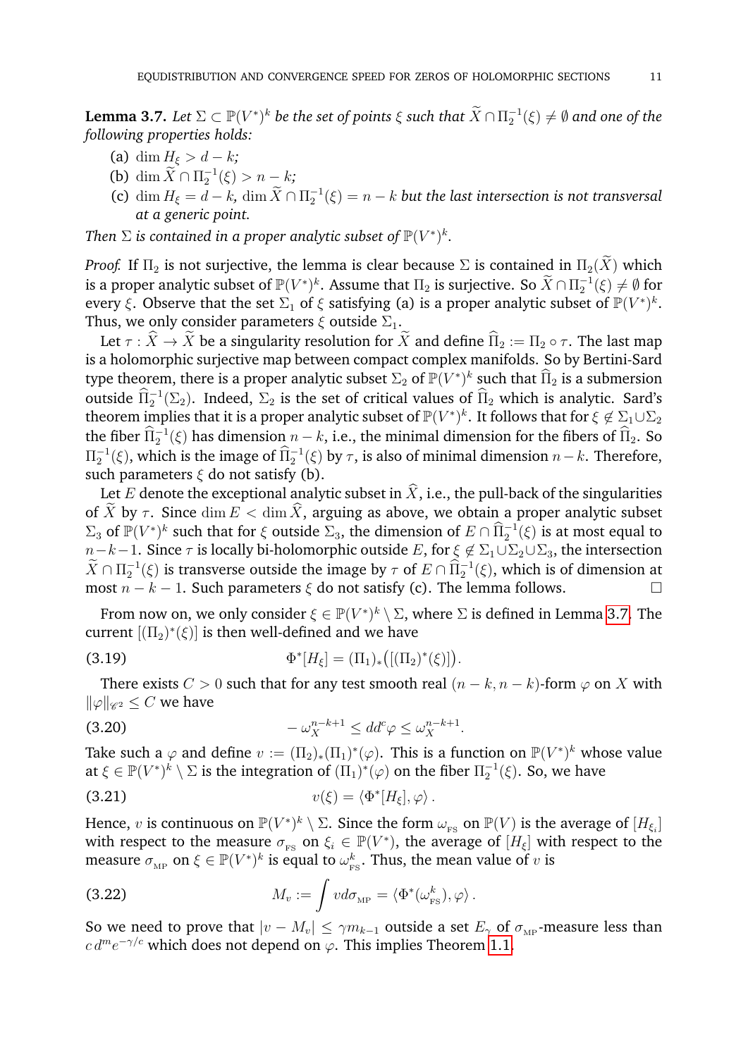**Lemma 3.7.** *Let $\Sigma \subset \mathbb{P}(V^*)^k$ be the set of points $\xi$ such that $\widetilde{X} \cap \Pi_2^{-1}(\xi) \neq \emptyset$ and one of the following properties holds:*

(a) $\dim H_\xi > d - k$;

(b) $\dim \widetilde{X} \cap \Pi_2^{-1}(\xi) > n - k$;

(c) $\dim H_\xi = d - k$, $\dim \widetilde{X} \cap \Pi_2^{-1}(\xi) = n - k$ *but the last intersection is not transversal at a generic point.*

*Then $\Sigma$ is contained in a proper analytic subset of $\mathbb{P}(V^*)^k$.*

*Proof.* If $\Pi_2$ is not surjective, the lemma is clear because $\Sigma$ is contained in $\Pi_2(\widetilde{X})$ which is a proper analytic subset of $\mathbb{P}(V^*)^k$. Assume that $\Pi_2$ is surjective. So $\widetilde{X} \cap \Pi_2^{-1}(\xi) \neq \emptyset$ for every $\xi$. Observe that the set $\Sigma_1$ of $\xi$ satisfying (a) is a proper analytic subset of $\mathbb{P}(V^*)^k$. Thus, we only consider parameters $\xi$ outside $\Sigma_1$.

Let $\tau : \widehat{X} \to \widetilde{X}$ be a singularity resolution for $\widetilde{X}$ and define $\widehat{\Pi}_2 := \Pi_2 \circ \tau$. The last map is a holomorphic surjective map between compact complex manifolds. So by Bertini-Sard type theorem, there is a proper analytic subset $\Sigma_2$ of $\mathbb{P}(V^*)^k$ such that $\widehat{\Pi}_2$ is a submersion outside $\widehat{\Pi}_2^{-1}(\Sigma_2)$. Indeed, $\Sigma_2$ is the set of critical values of $\widehat{\Pi}_2$ which is analytic. Sard's theorem implies that it is a proper analytic subset of $\mathbb{P}(V^*)^k$. It follows that for $\xi \not\in \Sigma_1 \cup \Sigma_2$ the fiber $\widehat{\Pi}_2^{-1}(\xi)$ has dimension $n-k$, i.e., the minimal dimension for the fibers of $\widehat{\Pi}_2$. So $\Pi_2^{-1}(\xi)$, which is the image of $\widehat{\Pi}_2^{-1}(\xi)$ by $\tau$, is also of minimal dimension $n-k$. Therefore, such parameters $\xi$ do not satisfy (b).

Let $E$ denote the exceptional analytic subset in $\widehat{X}$, i.e., the pull-back of the singularities of $\widetilde{X}$ by $\tau$. Since $\dim E < \dim \widehat{X}$, arguing as above, we obtain a proper analytic subset $\Sigma_3$ of $\mathbb{P}(V^*)^k$ such that for $\xi$ outside $\Sigma_3$, the dimension of $E \cap \widehat{\Pi}_2^{-1}(\xi)$ is at most equal to $n-k-1$. Since $\tau$ is locally bi-holomorphic outside $E$, for $\xi \not\in \Sigma_1 \cup \Sigma_2 \cup \Sigma_3$, the intersection $\widetilde{X} \cap \Pi_2^{-1}(\xi)$ is transverse outside the image by $\tau$ of $E \cap \widehat{\Pi}_2^{-1}(\xi)$, which is of dimension at most $n-k-1$. Such parameters $\xi$ do not satisfy (c). The lemma follows. $\square$

From now on, we only consider $\xi \in \mathbb{P}(V^*)^k \setminus \Sigma$, where $\Sigma$ is defined in Lemma 3.7. The current $[(\Pi_2)^*(\xi)]$ is then well-defined and we have

$$\Phi^*[H_\xi] = (\Pi_1)_*\big([(\Pi_2)^*(\xi)]\big). \tag{3.19}$$

There exists $C > 0$ such that for any test smooth real $(n-k, n-k)$-form $\varphi$ on $X$ with $\|\varphi\|_{\mathscr{C}^2} \leq C$ we have

$$-\,\omega_X^{n-k+1} \leq dd^c\varphi \leq \omega_X^{n-k+1}. \tag{3.20}$$

Take such a $\varphi$ and define $v := (\Pi_2)_*(\Pi_1)^*(\varphi)$. This is a function on $\mathbb{P}(V^*)^k$ whose value at $\xi \in \mathbb{P}(V^*)^k \setminus \Sigma$ is the integration of $(\Pi_1)^*(\varphi)$ on the fiber $\Pi_2^{-1}(\xi)$. So, we have

$$v(\xi) = \langle \Phi^*[H_\xi], \varphi \rangle\,. \tag{3.21}$$

Hence, $v$ is continuous on $\mathbb{P}(V^*)^k \setminus \Sigma$. Since the form $\omega_{\text{FS}}$ on $\mathbb{P}(V)$ is the average of $[H_{\xi_i}]$ with respect to the measure $\sigma_{\text{FS}}$ on $\xi_i \in \mathbb{P}(V^*)$, the average of $[H_\xi]$ with respect to the measure $\sigma_{\text{MP}}$ on $\xi \in \mathbb{P}(V^*)^k$ is equal to $\omega_{\text{FS}}^k$. Thus, the mean value of $v$ is

$$M_v := \int v\, d\sigma_{\text{MP}} = \langle \Phi^*(\omega_{\text{FS}}^k), \varphi \rangle\,. \tag{3.22}$$

So we need to prove that $|v - M_v| \leq \gamma m_{k-1}$ outside a set $E_\gamma$ of $\sigma_{\text{MP}}$-measure less than $c\, d^m e^{-\gamma/c}$ which does not depend on $\varphi$. This implies Theorem 1.1.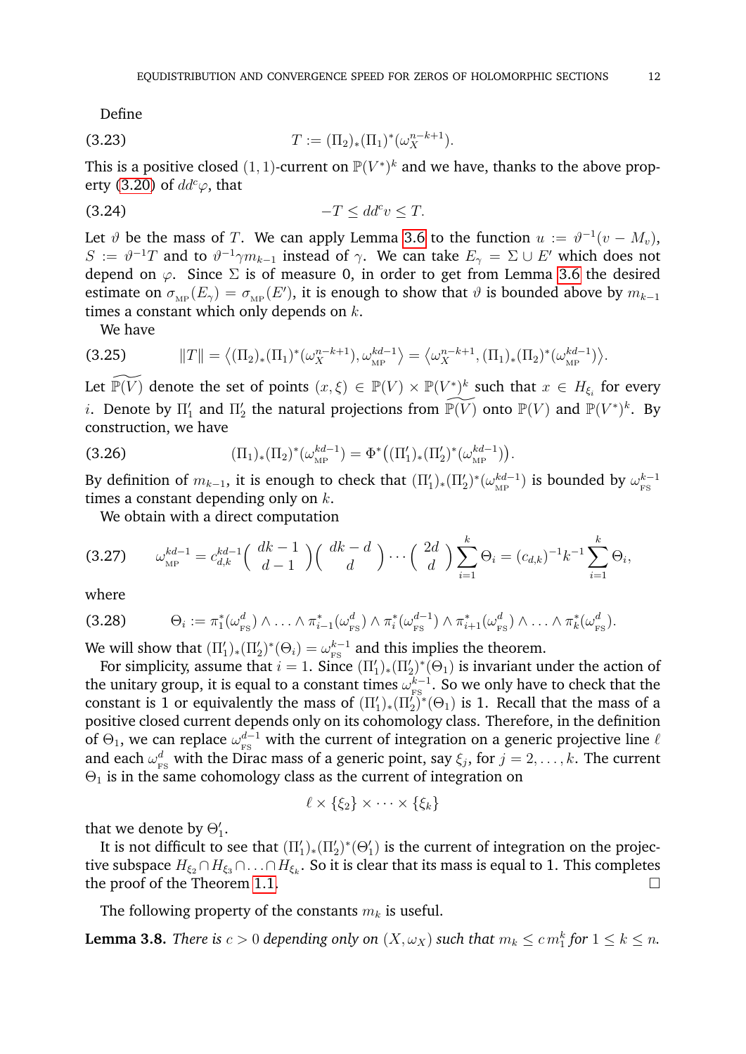Define

$$T := (\Pi_2)_*(\Pi_1)^*(\omega_X^{n-k+1}). \tag{3.23}$$

This is a positive closed $(1,1)$-current on $\mathbb{P}(V^*)^k$ and we have, thanks to the above property (3.20) of $dd^c\varphi$, that

$$-T \leq dd^c v \leq T. \tag{3.24}$$

Let $\vartheta$ be the mass of $T$. We can apply Lemma 3.6 to the function $u := \vartheta^{-1}(v - M_v)$, $S := \vartheta^{-1}T$ and to $\vartheta^{-1}\gamma m_{k-1}$ instead of $\gamma$. We can take $E_\gamma = \Sigma \cup E'$ which does not depend on $\varphi$. Since $\Sigma$ is of measure 0, in order to get from Lemma 3.6 the desired estimate on $\sigma_{\text{MP}}(E_\gamma) = \sigma_{\text{MP}}(E')$, it is enough to show that $\vartheta$ is bounded above by $m_{k-1}$ times a constant which only depends on $k$.

We have

$$\|T\| = \big\langle (\Pi_2)_*(\Pi_1)^*(\omega_X^{n-k+1}), \omega_{\text{MP}}^{kd-1} \big\rangle = \big\langle \omega_X^{n-k+1}, (\Pi_1)_*(\Pi_2)^*(\omega_{\text{MP}}^{kd-1}) \big\rangle. \tag{3.25}$$

Let $\widetilde{\mathbb{P}(V)}$ denote the set of points $(x,\xi) \in \mathbb{P}(V) \times \mathbb{P}(V^*)^k$ such that $x \in H_{\xi_i}$ for every $i$. Denote by $\Pi_1'$ and $\Pi_2'$ the natural projections from $\widetilde{\mathbb{P}(V)}$ onto $\mathbb{P}(V)$ and $\mathbb{P}(V^*)^k$. By construction, we have

$$(\Pi_1)_*(\Pi_2)^*(\omega_{\text{MP}}^{kd-1}) = \Phi^*\big((\Pi_1')_*(\Pi_2')^*(\omega_{\text{MP}}^{kd-1})\big). \tag{3.26}$$

By definition of $m_{k-1}$, it is enough to check that $(\Pi_1')_*(\Pi_2')^*(\omega_{\text{MP}}^{kd-1})$ is bounded by $\omega_{\text{FS}}^{k-1}$ times a constant depending only on $k$.

We obtain with a direct computation

$$\omega_{\text{MP}}^{kd-1} = c_{d,k}^{kd-1} \binom{dk-1}{d-1} \binom{dk-d}{d} \cdots \binom{2d}{d} \sum_{i=1}^k \Theta_i = (c_{d,k})^{-1} k^{-1} \sum_{i=1}^k \Theta_i, \tag{3.27}$$

where

$$\Theta_i := \pi_1^*(\omega_{\text{FS}}^d) \wedge \ldots \wedge \pi_{i-1}^*(\omega_{\text{FS}}^d) \wedge \pi_i^*(\omega_{\text{FS}}^{d-1}) \wedge \pi_{i+1}^*(\omega_{\text{FS}}^d) \wedge \ldots \wedge \pi_k^*(\omega_{\text{FS}}^d). \tag{3.28}$$

We will show that $(\Pi_1')_*(\Pi_2')^*(\Theta_i) = \omega_{\text{FS}}^{k-1}$ and this implies the theorem.

For simplicity, assume that $i = 1$. Since $(\Pi_1')_*(\Pi_2')^*(\Theta_1)$ is invariant under the action of the unitary group, it is equal to a constant times $\omega_{\text{FS}}^{k-1}$. So we only have to check that the constant is 1 or equivalently the mass of $(\Pi_1')_*(\Pi_2')^*(\Theta_1)$ is 1. Recall that the mass of a positive closed current depends only on its cohomology class. Therefore, in the definition of $\Theta_1$, we can replace $\omega_{\text{FS}}^{d-1}$ with the current of integration on a generic projective line $\ell$ and each $\omega_{\text{FS}}^d$ with the Dirac mass of a generic point, say $\xi_j$, for $j = 2, \ldots, k$. The current $\Theta_1$ is in the same cohomology class as the current of integration on

$$\ell \times \{\xi_2\} \times \cdots \times \{\xi_k\}$$

that we denote by $\Theta_1'$.

It is not difficult to see that $(\Pi_1')_*(\Pi_2')^*(\Theta_1')$ is the current of integration on the projective subspace $H_{\xi_2} \cap H_{\xi_3} \cap \ldots \cap H_{\xi_k}$. So it is clear that its mass is equal to 1. This completes the proof of the Theorem 1.1. $\square$

The following property of the constants $m_k$ is useful.

**Lemma 3.8.** *There is $c > 0$ depending only on $(X, \omega_X)$ such that $m_k \leq c\, m_1^k$ for $1 \leq k \leq n$.*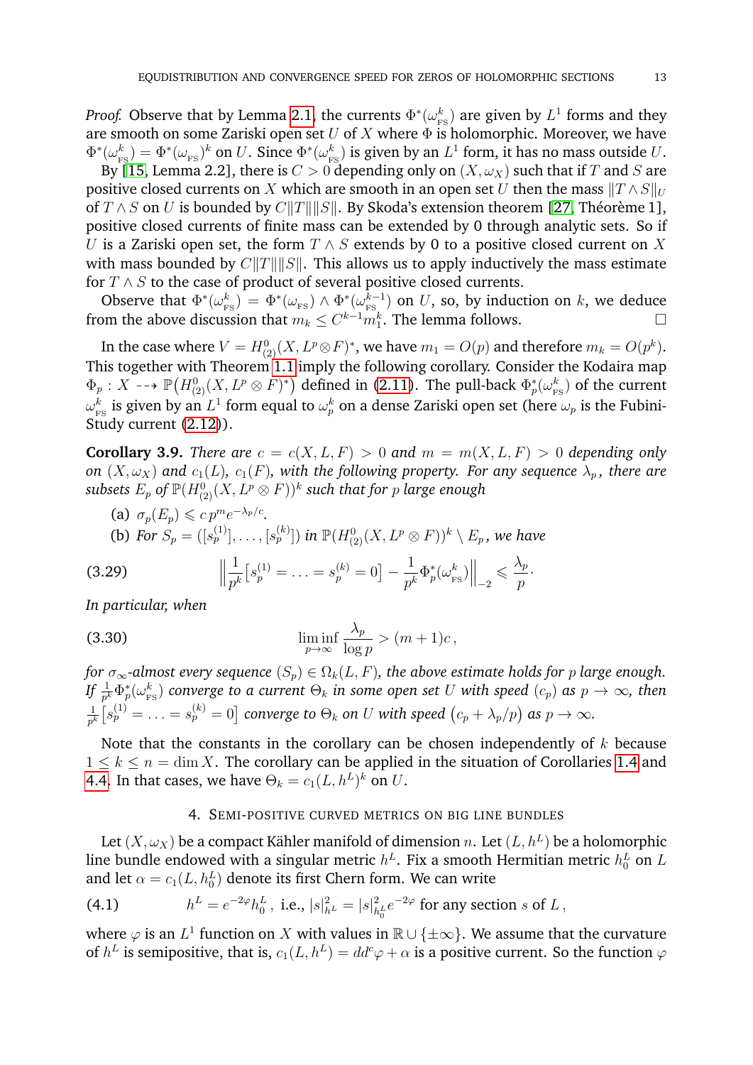*Proof.* Observe that by Lemma 2.1, the currents $\Phi^*(\omega_{\rm FS}^k)$ are given by $L^1$ forms and they are smooth on some Zariski open set $U$ of $X$ where $\Phi$ is holomorphic. Moreover, we have $\Phi^*(\omega_{\rm FS}^k) = \Phi^*(\omega_{\rm FS})^k$ on $U$. Since $\Phi^*(\omega_{\rm FS}^k)$ is given by an $L^1$ form, it has no mass outside $U$.

By [15, Lemma 2.2], there is $C > 0$ depending only on $(X, \omega_X)$ such that if $T$ and $S$ are positive closed currents on $X$ which are smooth in an open set $U$ then the mass $\|T \wedge S\|_U$ of $T \wedge S$ on $U$ is bounded by $C\|T\|\|S\|$. By Skoda's extension theorem [27, Théorème 1], positive closed currents of finite mass can be extended by 0 through analytic sets. So if $U$ is a Zariski open set, the form $T \wedge S$ extends by 0 to a positive closed current on $X$ with mass bounded by $C\|T\|\|S\|$. This allows us to apply inductively the mass estimate for $T \wedge S$ to the case of product of several positive closed currents.

Observe that $\Phi^*(\omega_{\rm FS}^k) = \Phi^*(\omega_{\rm FS}) \wedge \Phi^*(\omega_{\rm FS}^{k-1})$ on $U$, so, by induction on $k$, we deduce from the above discussion that $m_k \leq C^{k-1} m_1^k$. The lemma follows. □

In the case where $V = H^0_{(2)}(X, L^p \otimes F)^*$, we have $m_1 = O(p)$ and therefore $m_k = O(p^k)$. This together with Theorem 1.1 imply the following corollary. Consider the Kodaira map $\Phi_p : X \dashrightarrow \mathbb{P}\big(H^0_{(2)}(X, L^p \otimes F)^*\big)$ defined in (2.11). The pull-back $\Phi_p^*(\omega_{\rm FS}^k)$ of the current $\omega_{\rm FS}^k$ is given by an $L^1$ form equal to $\omega_p^k$ on a dense Zariski open set (here $\omega_p$ is the Fubini-Study current (2.12)).

**Corollary 3.9.** *There are $c = c(X, L, F) > 0$ and $m = m(X, L, F) > 0$ depending only on $(X, \omega_X)$ and $c_1(L)$, $c_1(F)$, with the following property. For any sequence $\lambda_p$, there are subsets $E_p$ of $\mathbb{P}(H^0_{(2)}(X, L^p \otimes F))^k$ such that for $p$ large enough*

(a) $\sigma_p(E_p) \leqslant c\, p^m e^{-\lambda_p/c}$.

(b) *For $S_p = ([s_p^{(1)}], \ldots, [s_p^{(k)}])$ in $\mathbb{P}(H^0_{(2)}(X, L^p \otimes F))^k \setminus E_p$, we have*

$$\Big\| \frac{1}{p^k}\big[s_p^{(1)} = \ldots = s_p^{(k)} = 0\big] - \frac{1}{p^k}\Phi_p^*(\omega_{\rm FS}^k)\Big\|_{-2} \leqslant \frac{\lambda_p}{p}\cdot \tag{3.29}$$

*In particular, when*

$$\liminf_{p\to\infty} \frac{\lambda_p}{\log p} > (m+1)c\,, \tag{3.30}$$

*for $\sigma_\infty$-almost every sequence $(S_p) \in \Omega_k(L, F)$, the above estimate holds for $p$ large enough. If $\frac{1}{p^k}\Phi_p^*(\omega_{\rm FS}^k)$ converge to a current $\Theta_k$ in some open set $U$ with speed $(c_p)$ as $p \to \infty$, then $\frac{1}{p^k}\big[s_p^{(1)} = \ldots = s_p^{(k)} = 0\big]$ converge to $\Theta_k$ on $U$ with speed $\big(c_p + \lambda_p/p\big)$ as $p \to \infty$.*

Note that the constants in the corollary can be chosen independently of $k$ because $1 \leq k \leq n = \dim X$. The corollary can be applied in the situation of Corollaries 1.4 and 4.4. In that cases, we have $\Theta_k = c_1(L, h^L)^k$ on $U$.

## 4. Semi-positive curved metrics on big line bundles

Let $(X, \omega_X)$ be a compact Kähler manifold of dimension $n$. Let $(L, h^L)$ be a holomorphic line bundle endowed with a singular metric $h^L$. Fix a smooth Hermitian metric $h_0^L$ on $L$ and let $\alpha = c_1(L, h_0^L)$ denote its first Chern form. We can write

$$h^L = e^{-2\varphi} h_0^L\,, \text{ i.e., } |s|^2_{h^L} = |s|^2_{h_0^L} e^{-2\varphi} \text{ for any section } s \text{ of } L\,, \tag{4.1}$$

where $\varphi$ is an $L^1$ function on $X$ with values in $\mathbb{R} \cup \{\pm\infty\}$. We assume that the curvature of $h^L$ is semipositive, that is, $c_1(L, h^L) = dd^c\varphi + \alpha$ is a positive current. So the function $\varphi$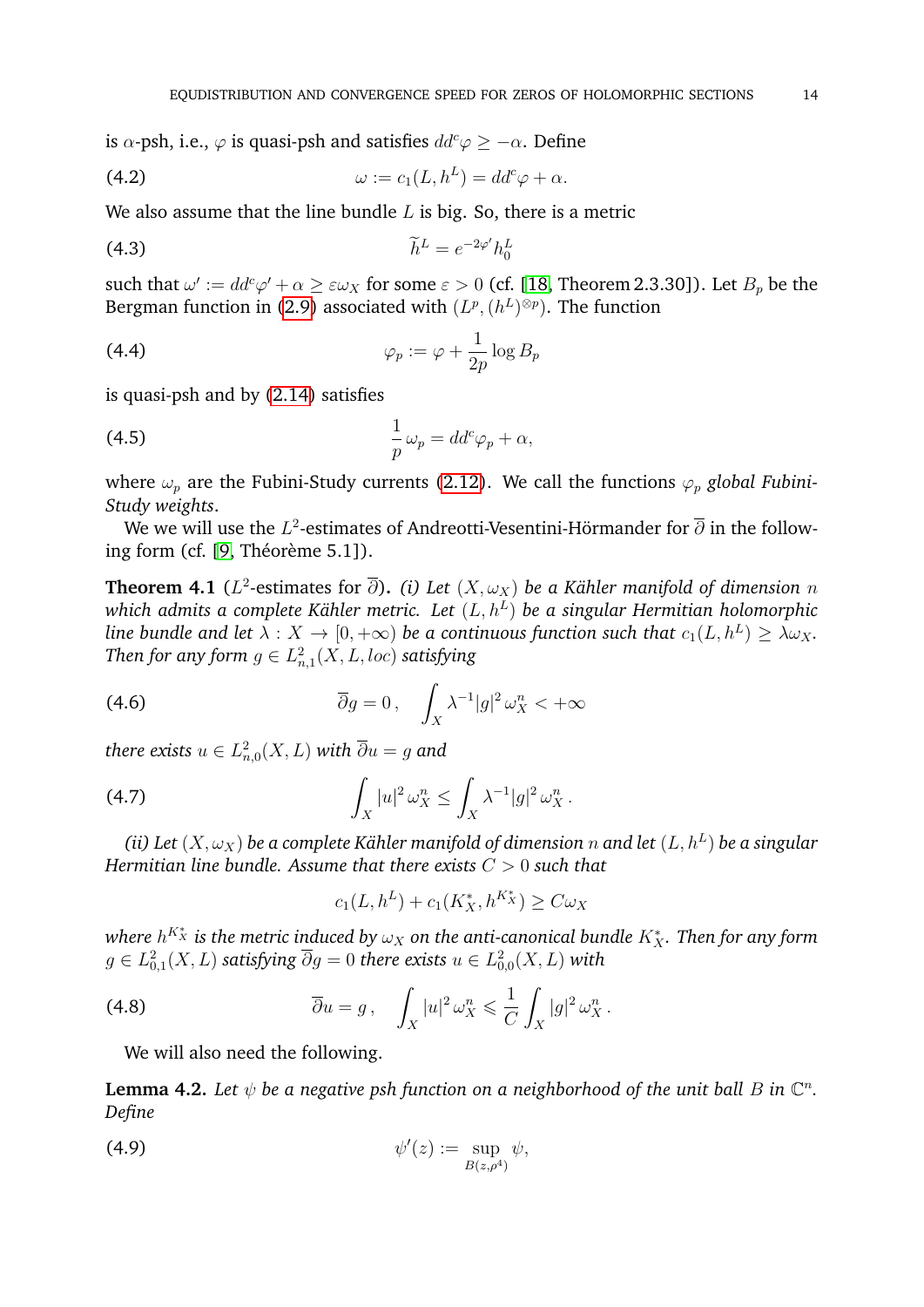is $\alpha$-psh, i.e., $\varphi$ is quasi-psh and satisfies $dd^c\varphi \geq -\alpha$. Define

$$\omega := c_1(L, h^L) = dd^c\varphi + \alpha. \tag{4.2}$$

We also assume that the line bundle $L$ is big. So, there is a metric

$$\widetilde{h}^L = e^{-2\varphi'} h_0^L \tag{4.3}$$

such that $\omega' := dd^c\varphi' + \alpha \geq \varepsilon\omega_X$ for some $\varepsilon > 0$ (cf. [18, Theorem 2.3.30]). Let $B_p$ be the Bergman function in (2.9) associated with $(L^p, (h^L)^{\otimes p})$. The function

$$\varphi_p := \varphi + \frac{1}{2p}\log B_p \tag{4.4}$$

is quasi-psh and by (2.14) satisfies

$$\frac{1}{p}\,\omega_p = dd^c\varphi_p + \alpha, \tag{4.5}$$

where $\omega_p$ are the Fubini-Study currents (2.12). We call the functions $\varphi_p$ *global Fubini-Study weights*.

We we will use the $L^2$-estimates of Andreotti-Vesentini-Hörmander for $\overline{\partial}$ in the following form (cf. [9, Théorème 5.1]).

**Theorem 4.1** ($L^2$-estimates for $\overline{\partial}$). *(i) Let $(X, \omega_X)$ be a Kähler manifold of dimension $n$ which admits a complete Kähler metric. Let $(L, h^L)$ be a singular Hermitian holomorphic line bundle and let $\lambda : X \to [0, +\infty)$ be a continuous function such that $c_1(L, h^L) \geq \lambda\omega_X$. Then for any form $g \in L^2_{n,1}(X, L, loc)$ satisfying*

$$\overline{\partial} g = 0\,, \quad \int_X \lambda^{-1}|g|^2\,\omega_X^n < +\infty \tag{4.6}$$

*there exists $u \in L^2_{n,0}(X, L)$ with $\overline{\partial} u = g$ and*

$$\int_X |u|^2\,\omega_X^n \leq \int_X \lambda^{-1}|g|^2\,\omega_X^n\,. \tag{4.7}$$

*(ii) Let $(X, \omega_X)$ be a complete Kähler manifold of dimension $n$ and let $(L, h^L)$ be a singular Hermitian line bundle. Assume that there exists $C > 0$ such that*

$$c_1(L, h^L) + c_1(K_X^*, h^{K_X^*}) \geq C\omega_X$$

*where $h^{K_X^*}$ is the metric induced by $\omega_X$ on the anti-canonical bundle $K_X^*$. Then for any form $g \in L^2_{0,1}(X, L)$ satisfying $\overline{\partial} g = 0$ there exists $u \in L^2_{0,0}(X, L)$ with*

$$\overline{\partial} u = g\,, \quad \int_X |u|^2\,\omega_X^n \leqslant \frac{1}{C}\int_X |g|^2\,\omega_X^n\,. \tag{4.8}$$

We will also need the following.

**Lemma 4.2.** *Let $\psi$ be a negative psh function on a neighborhood of the unit ball $B$ in $\mathbb{C}^n$. Define*

$$\psi'(z) := \sup_{B(z,\rho^4)} \psi, \tag{4.9}$$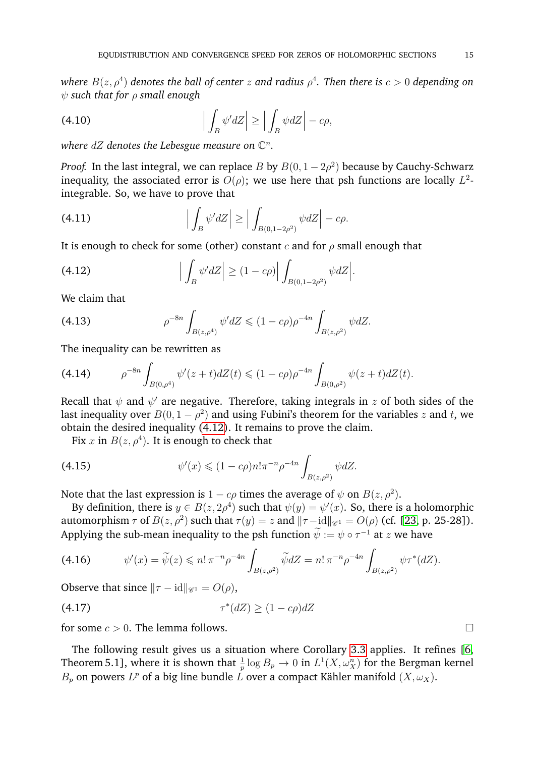*where $B(z, \rho^4)$ denotes the ball of center $z$ and radius $\rho^4$. Then there is $c > 0$ depending on $\psi$ such that for $\rho$ small enough*

$$\Big| \int_B \psi' dZ \Big| \geq \Big| \int_B \psi dZ \Big| - c\rho, \tag{4.10}$$

*where $dZ$ denotes the Lebesgue measure on $\mathbb{C}^n$.*

*Proof.* In the last integral, we can replace $B$ by $B(0, 1-2\rho^2)$ because by Cauchy-Schwarz inequality, the associated error is $O(\rho)$; we use here that psh functions are locally $L^2$-integrable. So, we have to prove that

$$\Big| \int_B \psi' dZ \Big| \geq \Big| \int_{B(0,1-2\rho^2)} \psi dZ \Big| - c\rho. \tag{4.11}$$

It is enough to check for some (other) constant $c$ and for $\rho$ small enough that

$$\Big| \int_B \psi' dZ \Big| \geq (1 - c\rho) \Big| \int_{B(0,1-2\rho^2)} \psi dZ \Big|. \tag{4.12}$$

We claim that

$$\rho^{-8n} \int_{B(z,\rho^4)} \psi' dZ \leqslant (1 - c\rho)\rho^{-4n} \int_{B(z,\rho^2)} \psi dZ. \tag{4.13}$$

The inequality can be rewritten as

$$\rho^{-8n} \int_{B(0,\rho^4)} \psi'(z+t) dZ(t) \leqslant (1 - c\rho)\rho^{-4n} \int_{B(0,\rho^2)} \psi(z+t) dZ(t). \tag{4.14}$$

Recall that $\psi$ and $\psi'$ are negative. Therefore, taking integrals in $z$ of both sides of the last inequality over $B(0, 1-\rho^2)$ and using Fubini's theorem for the variables $z$ and $t$, we obtain the desired inequality (4.12). It remains to prove the claim.

Fix $x$ in $B(z, \rho^4)$. It is enough to check that

$$\psi'(x) \leqslant (1 - c\rho) n! \pi^{-n} \rho^{-4n} \int_{B(z,\rho^2)} \psi dZ. \tag{4.15}$$

Note that the last expression is $1 - c\rho$ times the average of $\psi$ on $B(z, \rho^2)$.

By definition, there is $y \in B(z, 2\rho^4)$ such that $\psi(y) = \psi'(x)$. So, there is a holomorphic automorphism $\tau$ of $B(z, \rho^2)$ such that $\tau(y) = z$ and $\|\tau - \mathrm{id}\|_{\mathscr{C}^1} = O(\rho)$ (cf. [23, p. 25-28]). Applying the sub-mean inequality to the psh function $\widetilde{\psi} := \psi \circ \tau^{-1}$ at $z$ we have

$$\psi'(x) = \widetilde{\psi}(z) \leqslant n!\, \pi^{-n} \rho^{-4n} \int_{B(z,\rho^2)} \widetilde{\psi} dZ = n!\, \pi^{-n} \rho^{-4n} \int_{B(z,\rho^2)} \psi \tau^*(dZ). \tag{4.16}$$

Observe that since $\|\tau - \mathrm{id}\|_{\mathscr{C}^1} = O(\rho)$,

$$\tau^*(dZ) \geq (1 - c\rho) dZ \tag{4.17}$$

for some $c > 0$. The lemma follows. □

The following result gives us a situation where Corollary 3.3 applies. It refines [6, Theorem 5.1], where it is shown that $\frac{1}{p} \log B_p \to 0$ in $L^1(X, \omega_X^n)$ for the Bergman kernel $B_p$ on powers $L^p$ of a big line bundle $L$ over a compact Kähler manifold $(X, \omega_X)$.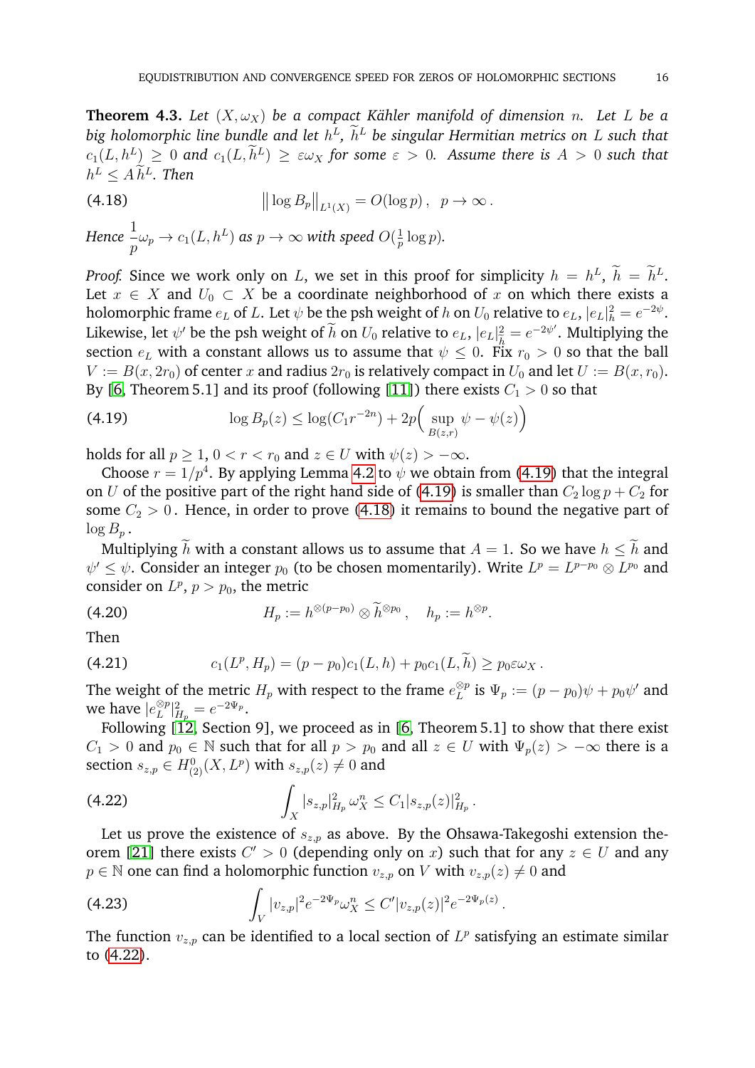**Theorem 4.3.** *Let $(X, \omega_X)$ be a compact Kähler manifold of dimension $n$. Let $L$ be a big holomorphic line bundle and let $h^L$, $\widetilde{h}^L$ be singular Hermitian metrics on $L$ such that $c_1(L, h^L) \geq 0$ and $c_1(L, \widetilde{h}^L) \geq \varepsilon \omega_X$ for some $\varepsilon > 0$. Assume there is $A > 0$ such that $h^L \leq A \widetilde{h}^L$. Then*

$$\big\| \log B_p \big\|_{L^1(X)} = O(\log p), \quad p \to \infty. \tag{4.18}$$

*Hence $\dfrac{1}{p}\omega_p \to c_1(L, h^L)$ as $p \to \infty$ with speed $O(\frac{1}{p}\log p)$.*

*Proof.* Since we work only on $L$, we set in this proof for simplicity $h = h^L$, $\widetilde{h} = \widetilde{h}^L$. Let $x \in X$ and $U_0 \subset X$ be a coordinate neighborhood of $x$ on which there exists a holomorphic frame $e_L$ of $L$. Let $\psi$ be the psh weight of $h$ on $U_0$ relative to $e_L$, $|e_L|_h^2 = e^{-2\psi}$. Likewise, let $\psi'$ be the psh weight of $\widetilde{h}$ on $U_0$ relative to $e_L$, $|e_L|^2_{\widetilde{h}} = e^{-2\psi'}$. Multiplying the section $e_L$ with a constant allows us to assume that $\psi \leq 0$. Fix $r_0 > 0$ so that the ball $V := B(x, 2r_0)$ of center $x$ and radius $2r_0$ is relatively compact in $U_0$ and let $U := B(x, r_0)$. By [6, Theorem 5.1] and its proof (following [11]) there exists $C_1 > 0$ so that

$$\log B_p(z) \leq \log(C_1 r^{-2n}) + 2p\Big(\sup_{B(z,r)} \psi - \psi(z)\Big) \tag{4.19}$$

holds for all $p \geq 1$, $0 < r < r_0$ and $z \in U$ with $\psi(z) > -\infty$.

Choose $r = 1/p^4$. By applying Lemma 4.2 to $\psi$ we obtain from (4.19) that the integral on $U$ of the positive part of the right hand side of (4.19) is smaller than $C_2 \log p + C_2$ for some $C_2 > 0$. Hence, in order to prove (4.18) it remains to bound the negative part of $\log B_p$.

Multiplying $\widetilde{h}$ with a constant allows us to assume that $A = 1$. So we have $h \leq \widetilde{h}$ and $\psi' \leq \psi$. Consider an integer $p_0$ (to be chosen momentarily). Write $L^p = L^{p-p_0} \otimes L^{p_0}$ and consider on $L^p$, $p > p_0$, the metric

$$H_p := h^{\otimes(p-p_0)} \otimes \widetilde{h}^{\otimes p_0}, \quad h_p := h^{\otimes p}. \tag{4.20}$$

Then

$$c_1(L^p, H_p) = (p - p_0)c_1(L, h) + p_0 c_1(L, \widetilde{h}) \geq p_0 \varepsilon \omega_X. \tag{4.21}$$

The weight of the metric $H_p$ with respect to the frame $e_L^{\otimes p}$ is $\Psi_p := (p - p_0)\psi + p_0\psi'$ and we have $|e_L^{\otimes p}|^2_{H_p} = e^{-2\Psi_p}$.

Following [12, Section 9], we proceed as in [6, Theorem 5.1] to show that there exist $C_1 > 0$ and $p_0 \in \mathbb{N}$ such that for all $p > p_0$ and all $z \in U$ with $\Psi_p(z) > -\infty$ there is a section $s_{z,p} \in H^0_{(2)}(X, L^p)$ with $s_{z,p}(z) \neq 0$ and

$$\int_X |s_{z,p}|^2_{H_p}\, \omega_X^n \leq C_1 |s_{z,p}(z)|^2_{H_p}. \tag{4.22}$$

Let us prove the existence of $s_{z,p}$ as above. By the Ohsawa-Takegoshi extension theorem [21] there exists $C' > 0$ (depending only on $x$) such that for any $z \in U$ and any $p \in \mathbb{N}$ one can find a holomorphic function $v_{z,p}$ on $V$ with $v_{z,p}(z) \neq 0$ and

$$\int_V |v_{z,p}|^2 e^{-2\Psi_p} \omega_X^n \leq C' |v_{z,p}(z)|^2 e^{-2\Psi_p(z)}. \tag{4.23}$$

The function $v_{z,p}$ can be identified to a local section of $L^p$ satisfying an estimate similar to (4.22).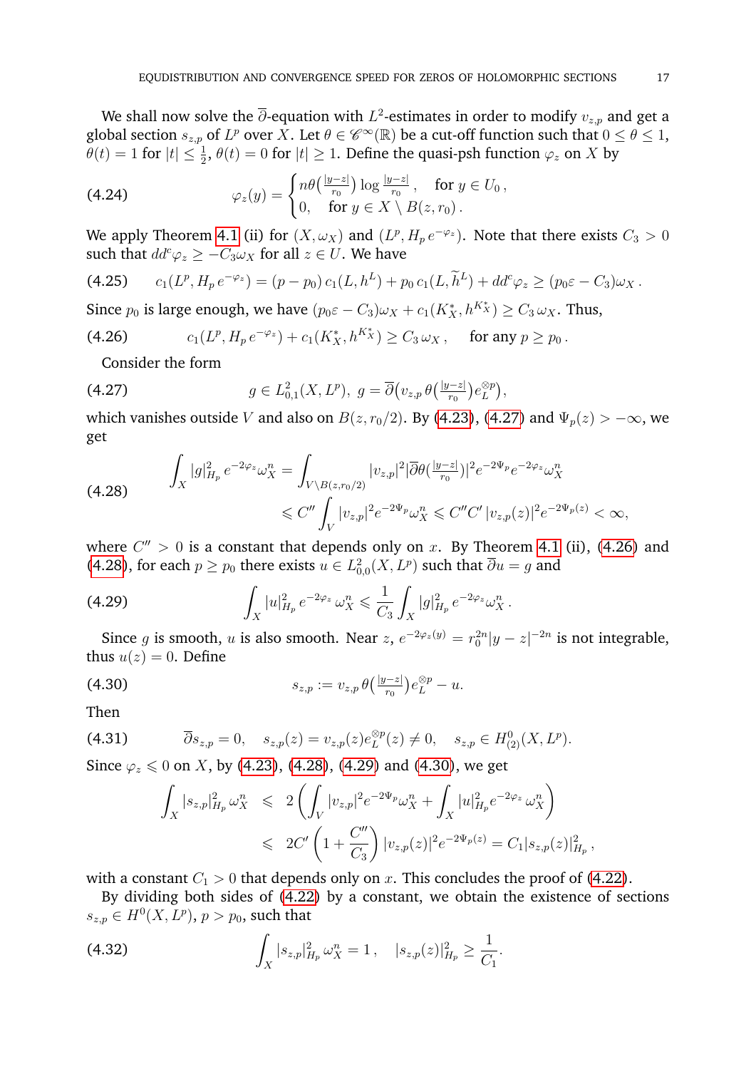We shall now solve the $\overline{\partial}$-equation with $L^2$-estimates in order to modify $v_{z,p}$ and get a global section $s_{z,p}$ of $L^p$ over $X$. Let $\theta \in \mathscr{C}^\infty(\mathbb{R})$ be a cut-off function such that $0 \leq \theta \leq 1$, $\theta(t) = 1$ for $|t| \leq \frac{1}{2}$, $\theta(t) = 0$ for $|t| \geq 1$. Define the quasi-psh function $\varphi_z$ on $X$ by

$$
\varphi_z(y) = \begin{cases} n\theta\big(\frac{|y-z|}{r_0}\big)\log\frac{|y-z|}{r_0}\,, & \text{for } y \in U_0\,, \\ 0, & \text{for } y \in X \setminus B(z, r_0)\,. \end{cases} \tag{4.24}
$$

We apply Theorem 4.1 (ii) for $(X, \omega_X)$ and $(L^p, H_p\, e^{-\varphi_z})$. Note that there exists $C_3 > 0$ such that $dd^c\varphi_z \geq -C_3\omega_X$ for all $z \in U$. We have

$$
c_1(L^p, H_p\, e^{-\varphi_z}) = (p - p_0)\, c_1(L, h^L) + p_0\, c_1(L, \widetilde{h}^L) + dd^c\varphi_z \geq (p_0\varepsilon - C_3)\omega_X\,. \tag{4.25}
$$

Since $p_0$ is large enough, we have $(p_0\varepsilon - C_3)\omega_X + c_1(K_X^*, h^{K_X^*}) \geq C_3\,\omega_X$. Thus,

$$
c_1(L^p, H_p\, e^{-\varphi_z}) + c_1(K_X^*, h^{K_X^*}) \geq C_3\,\omega_X\,, \quad \text{for any } p \geq p_0\,. \tag{4.26}
$$

Consider the form

$$
g \in L^2_{0,1}(X, L^p),\ g = \overline{\partial}\big(v_{z,p}\,\theta\big(\tfrac{|y-z|}{r_0}\big)e_L^{\otimes p}\big), \tag{4.27}
$$

which vanishes outside $V$ and also on $B(z, r_0/2)$. By (4.23), (4.27) and $\Psi_p(z) > -\infty$, we get

$$
\begin{aligned}
\int_X |g|^2_{H_p}\, e^{-2\varphi_z}\omega_X^n &= \int_{V\setminus B(z,r_0/2)} |v_{z,p}|^2 |\overline{\partial}\theta(\tfrac{|y-z|}{r_0})|^2 e^{-2\Psi_p} e^{-2\varphi_z}\omega_X^n \\
&\leqslant C'' \int_V |v_{z,p}|^2 e^{-2\Psi_p}\omega_X^n \leqslant C''C'\,|v_{z,p}(z)|^2 e^{-2\Psi_p(z)} < \infty,
\end{aligned} \tag{4.28}
$$

where $C'' > 0$ is a constant that depends only on $x$. By Theorem 4.1 (ii), (4.26) and (4.28), for each $p \geq p_0$ there exists $u \in L^2_{0,0}(X, L^p)$ such that $\overline{\partial}u = g$ and

$$
\int_X |u|^2_{H_p}\, e^{-2\varphi_z}\,\omega_X^n \leqslant \frac{1}{C_3}\int_X |g|^2_{H_p}\, e^{-2\varphi_z}\omega_X^n\,. \tag{4.29}
$$

Since $g$ is smooth, $u$ is also smooth. Near $z$, $e^{-2\varphi_z(y)} = r_0^{2n}|y - z|^{-2n}$ is not integrable, thus $u(z) = 0$. Define

$$
s_{z,p} := v_{z,p}\,\theta\big(\tfrac{|y-z|}{r_0}\big)e_L^{\otimes p} - u. \tag{4.30}
$$

Then

$$
\overline{\partial}s_{z,p} = 0, \quad s_{z,p}(z) = v_{z,p}(z)e_L^{\otimes p}(z) \neq 0, \quad s_{z,p} \in H^0_{(2)}(X, L^p). \tag{4.31}
$$

Since $\varphi_z \leqslant 0$ on $X$, by (4.23), (4.28), (4.29) and (4.30), we get

$$
\begin{aligned}
\int_X |s_{z,p}|^2_{H_p}\,\omega_X^n &\leqslant 2\left(\int_V |v_{z,p}|^2 e^{-2\Psi_p}\omega_X^n + \int_X |u|^2_{H_p} e^{-2\varphi_z}\,\omega_X^n\right) \\
&\leqslant 2C'\left(1 + \frac{C''}{C_3}\right)|v_{z,p}(z)|^2 e^{-2\Psi_p(z)} = C_1|s_{z,p}(z)|^2_{H_p}\,,
\end{aligned}
$$

with a constant $C_1 > 0$ that depends only on $x$. This concludes the proof of (4.22).

By dividing both sides of (4.22) by a constant, we obtain the existence of sections $s_{z,p} \in H^0(X, L^p)$, $p > p_0$, such that

$$
\int_X |s_{z,p}|^2_{H_p}\,\omega_X^n = 1\,, \quad |s_{z,p}(z)|^2_{H_p} \geq \frac{1}{C_1}. \tag{4.32}
$$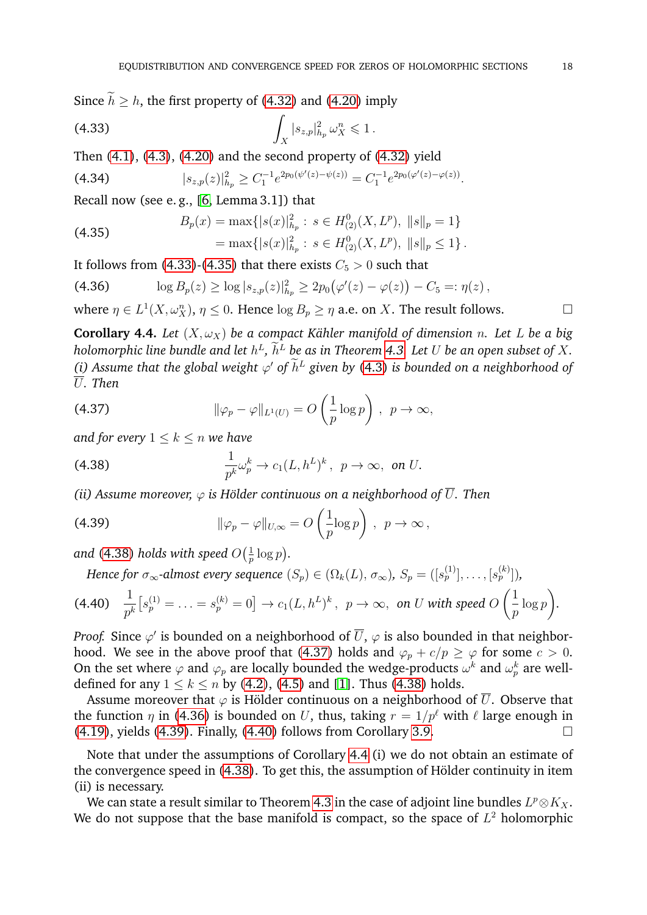Since $\widetilde{h} \geq h$, the first property of (4.32) and (4.20) imply

$$\int_X |s_{z,p}|^2_{h_p}\, \omega_X^n \leqslant 1\,. \tag{4.33}$$

Then (4.1), (4.3), (4.20) and the second property of (4.32) yield

$$|s_{z,p}(z)|^2_{h_p} \geq C_1^{-1} e^{2p_0(\psi'(z)-\psi(z))} = C_1^{-1} e^{2p_0(\varphi'(z)-\varphi(z))}. \tag{4.34}$$

Recall now (see e. g., [6, Lemma 3.1]) that

$$\begin{aligned} B_p(x) &= \max\{|s(x)|^2_{h_p} : s \in H^0_{(2)}(X, L^p),\ \|s\|_p = 1\} \\ &= \max\{|s(x)|^2_{h_p} : s \in H^0_{(2)}(X, L^p),\ \|s\|_p \leq 1\}\,. \end{aligned} \tag{4.35}$$

It follows from (4.33)-(4.35) that there exists $C_5 > 0$ such that

$$\log B_p(z) \geq \log |s_{z,p}(z)|^2_{h_p} \geq 2p_0\big(\varphi'(z) - \varphi(z)\big) - C_5 =: \eta(z)\,, \tag{4.36}$$

where $\eta \in L^1(X, \omega_X^n)$, $\eta \leq 0$. Hence $\log B_p \geq \eta$ a.e. on $X$. The result follows. $\square$

**Corollary 4.4.** *Let $(X, \omega_X)$ be a compact Kähler manifold of dimension $n$. Let $L$ be a big holomorphic line bundle and let $h^L$, $\widetilde{h}^L$ be as in Theorem 4.3. Let $U$ be an open subset of $X$.*
*(i) Assume that the global weight $\varphi'$ of $\widetilde{h}^L$ given by (4.3) is bounded on a neighborhood of $\overline{U}$. Then*

$$\|\varphi_p - \varphi\|_{L^1(U)} = O\left(\frac{1}{p}\log p\right)\,,\ \ p \to \infty, \tag{4.37}$$

*and for every $1 \leq k \leq n$ we have*

$$\frac{1}{p^k}\omega_p^k \to c_1(L, h^L)^k\,,\ \ p \to \infty,\ \ \text{on } U. \tag{4.38}$$

*(ii) Assume moreover, $\varphi$ is Hölder continuous on a neighborhood of $\overline{U}$. Then*

$$\|\varphi_p - \varphi\|_{U,\infty} = O\left(\frac{1}{p}\log p\right)\,,\ \ p \to \infty\,, \tag{4.39}$$

*and (4.38) holds with speed $O\big(\frac{1}{p}\log p\big)$.*

*Hence for $\sigma_\infty$-almost every sequence $(S_p) \in (\Omega_k(L), \sigma_\infty)$, $S_p = ([s_p^{(1)}], \dots, [s_p^{(k)}])$,*

$$\frac{1}{p^k}\big[s_p^{(1)} = \ldots = s_p^{(k)} = 0\big] \to c_1(L, h^L)^k\,,\ \ p \to \infty,\ \ \text{on } U \text{ with speed } O\left(\frac{1}{p}\log p\right). \tag{4.40}$$

*Proof.* Since $\varphi'$ is bounded on a neighborhood of $\overline{U}$, $\varphi$ is also bounded in that neighborhood. We see in the above proof that (4.37) holds and $\varphi_p + c/p \geq \varphi$ for some $c > 0$. On the set where $\varphi$ and $\varphi_p$ are locally bounded the wedge-products $\omega^k$ and $\omega_p^k$ are well-defined for any $1 \leq k \leq n$ by (4.2), (4.5) and [1]. Thus (4.38) holds.

Assume moreover that $\varphi$ is Hölder continuous on a neighborhood of $\overline{U}$. Observe that the function $\eta$ in (4.36) is bounded on $U$, thus, taking $r = 1/p^\ell$ with $\ell$ large enough in (4.19), yields (4.39). Finally, (4.40) follows from Corollary 3.9. $\square$

Note that under the assumptions of Corollary 4.4 (i) we do not obtain an estimate of the convergence speed in (4.38). To get this, the assumption of Hölder continuity in item (ii) is necessary.

We can state a result similar to Theorem 4.3 in the case of adjoint line bundles $L^p \otimes K_X$. We do not suppose that the base manifold is compact, so the space of $L^2$ holomorphic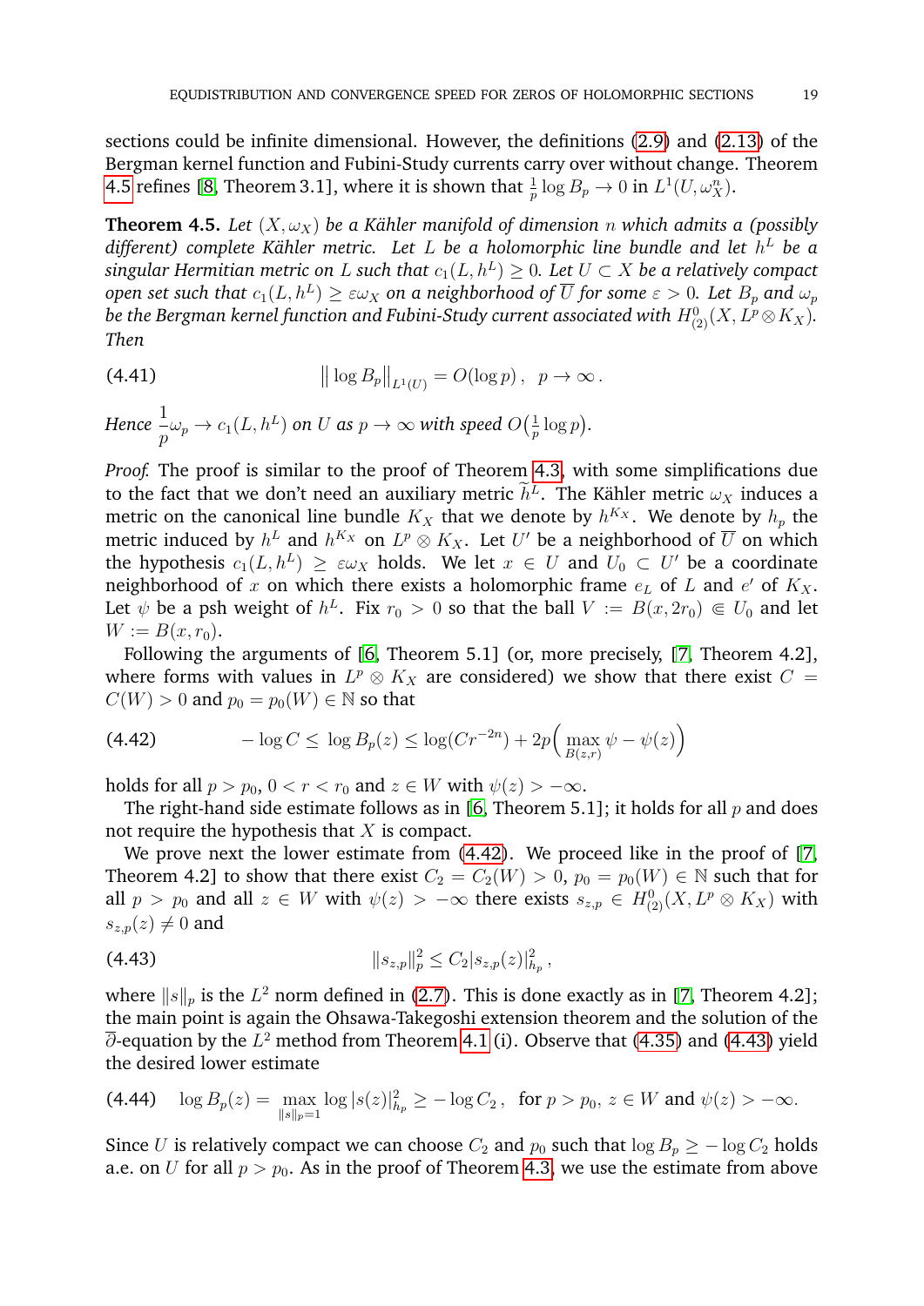sections could be infinite dimensional. However, the definitions (2.9) and (2.13) of the Bergman kernel function and Fubini-Study currents carry over without change. Theorem 4.5 refines [8, Theorem 3.1], where it is shown that $\frac{1}{p}\log B_p \to 0$ in $L^1(U, \omega_X^n)$.

**Theorem 4.5.** *Let $(X, \omega_X)$ be a Kähler manifold of dimension $n$ which admits a (possibly different) complete Kähler metric. Let $L$ be a holomorphic line bundle and let $h^L$ be a singular Hermitian metric on $L$ such that $c_1(L, h^L) \geq 0$. Let $U \subset X$ be a relatively compact open set such that $c_1(L, h^L) \geq \varepsilon\omega_X$ on a neighborhood of $\overline{U}$ for some $\varepsilon > 0$. Let $B_p$ and $\omega_p$ be the Bergman kernel function and Fubini-Study current associated with $H^0_{(2)}(X, L^p \otimes K_X)$. Then*

$$\big\| \log B_p \big\|_{L^1(U)} = O(\log p)\,, \quad p \to \infty\,. \tag{4.41}$$

*Hence $\dfrac{1}{p}\omega_p \to c_1(L, h^L)$ on $U$ as $p \to \infty$ with speed $O\big(\frac{1}{p}\log p\big)$.*

*Proof.* The proof is similar to the proof of Theorem 4.3, with some simplifications due to the fact that we don't need an auxiliary metric $\widetilde{h}^L$. The Kähler metric $\omega_X$ induces a metric on the canonical line bundle $K_X$ that we denote by $h^{K_X}$. We denote by $h_p$ the metric induced by $h^L$ and $h^{K_X}$ on $L^p \otimes K_X$. Let $U'$ be a neighborhood of $\overline{U}$ on which the hypothesis $c_1(L, h^L) \geq \varepsilon\omega_X$ holds. We let $x \in U$ and $U_0 \subset U'$ be a coordinate neighborhood of $x$ on which there exists a holomorphic frame $e_L$ of $L$ and $e'$ of $K_X$. Let $\psi$ be a psh weight of $h^L$. Fix $r_0 > 0$ so that the ball $V := B(x, 2r_0) \Subset U_0$ and let $W := B(x, r_0)$.

Following the arguments of [6, Theorem 5.1] (or, more precisely, [7, Theorem 4.2], where forms with values in $L^p \otimes K_X$ are considered) we show that there exist $C = C(W) > 0$ and $p_0 = p_0(W) \in \mathbb{N}$ so that

$$-\log C \leq \log B_p(z) \leq \log(Cr^{-2n}) + 2p\Big(\max_{B(z,r)} \psi - \psi(z)\Big) \tag{4.42}$$

holds for all $p > p_0$, $0 < r < r_0$ and $z \in W$ with $\psi(z) > -\infty$.

The right-hand side estimate follows as in [6, Theorem 5.1]; it holds for all $p$ and does not require the hypothesis that $X$ is compact.

We prove next the lower estimate from (4.42). We proceed like in the proof of [7, Theorem 4.2] to show that there exist $C_2 = C_2(W) > 0$, $p_0 = p_0(W) \in \mathbb{N}$ such that for all $p > p_0$ and all $z \in W$ with $\psi(z) > -\infty$ there exists $s_{z,p} \in H^0_{(2)}(X, L^p \otimes K_X)$ with $s_{z,p}(z) \neq 0$ and

$$\|s_{z,p}\|_p^2 \leq C_2 |s_{z,p}(z)|^2_{h_p}\,, \tag{4.43}$$

where $\|s\|_p$ is the $L^2$ norm defined in (2.7). This is done exactly as in [7, Theorem 4.2]; the main point is again the Ohsawa-Takegoshi extension theorem and the solution of the $\overline{\partial}$-equation by the $L^2$ method from Theorem 4.1 (i). Observe that (4.35) and (4.43) yield the desired lower estimate

$$\log B_p(z) = \max_{\|s\|_p = 1} \log |s(z)|^2_{h_p} \geq -\log C_2\,, \quad \text{for } p > p_0,\ z \in W \text{ and } \psi(z) > -\infty. \tag{4.44}$$

Since $U$ is relatively compact we can choose $C_2$ and $p_0$ such that $\log B_p \geq -\log C_2$ holds a.e. on $U$ for all $p > p_0$. As in the proof of Theorem 4.3, we use the estimate from above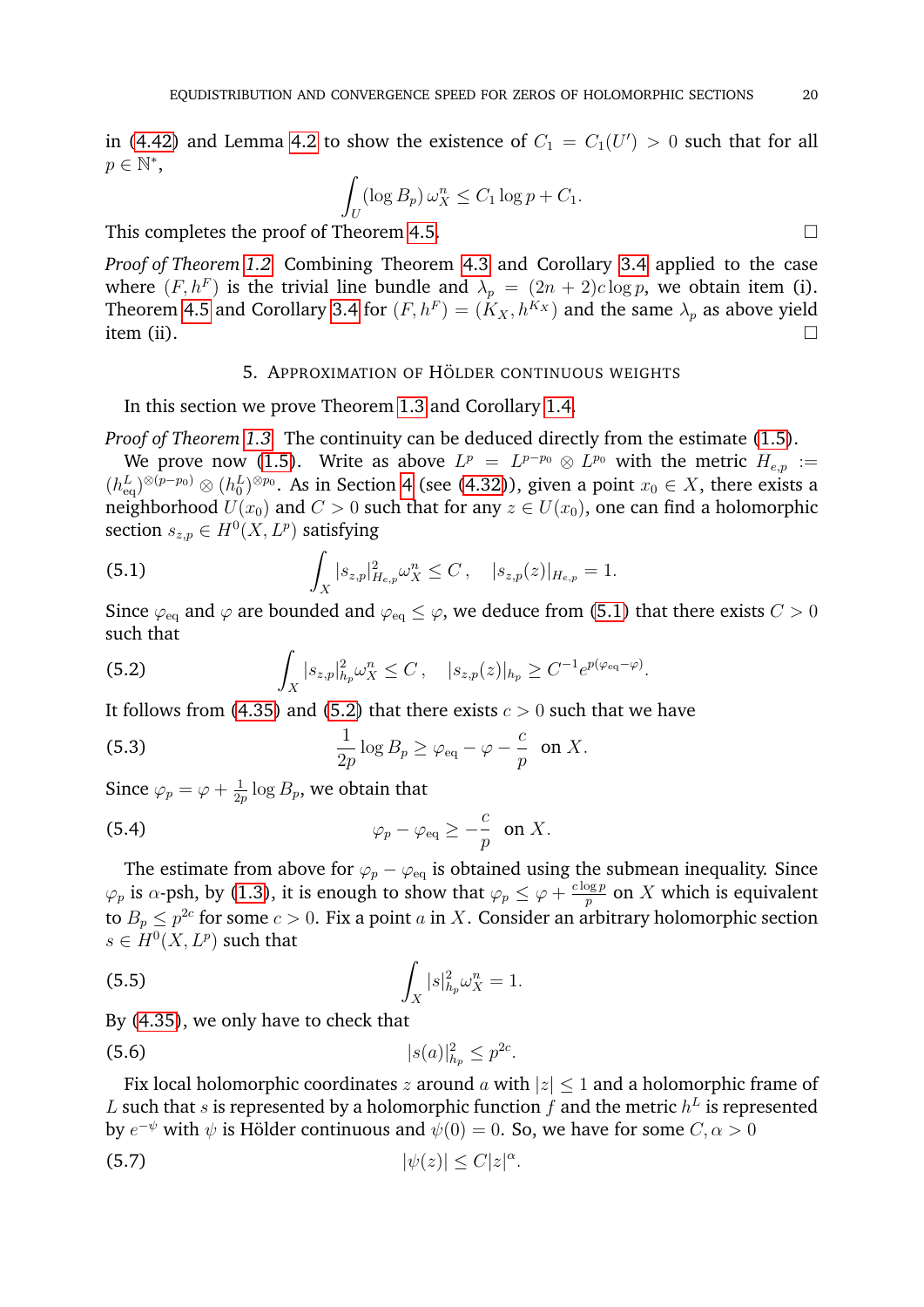in (4.42) and Lemma 4.2 to show the existence of $C_1 = C_1(U') > 0$ such that for all $p \in \mathbb{N}^*$,

$$\int_U (\log B_p)\, \omega_X^n \leq C_1 \log p + C_1.$$

This completes the proof of Theorem 4.5. □

*Proof of Theorem 1.2.* Combining Theorem 4.3 and Corollary 3.4 applied to the case where $(F, h^F)$ is the trivial line bundle and $\lambda_p = (2n+2)c \log p$, we obtain item (i). Theorem 4.5 and Corollary 3.4 for $(F, h^F) = (K_X, h^{K_X})$ and the same $\lambda_p$ as above yield item (ii). □

## 5. Approximation of Hölder continuous weights

In this section we prove Theorem 1.3 and Corollary 1.4.

*Proof of Theorem 1.3.* The continuity can be deduced directly from the estimate (1.5).

We prove now (1.5). Write as above $L^p = L^{p-p_0} \otimes L^{p_0}$ with the metric $H_{e,p} := (h^L_{\rm eq})^{\otimes(p-p_0)} \otimes (h^L_0)^{\otimes p_0}$. As in Section 4 (see (4.32)), given a point $x_0 \in X$, there exists a neighborhood $U(x_0)$ and $C > 0$ such that for any $z \in U(x_0)$, one can find a holomorphic section $s_{z,p} \in H^0(X, L^p)$ satisfying

$$\int_X |s_{z,p}|^2_{H_{e,p}} \omega_X^n \leq C\,, \quad |s_{z,p}(z)|_{H_{e,p}} = 1. \tag{5.1}$$

Since $\varphi_{\rm eq}$ and $\varphi$ are bounded and $\varphi_{\rm eq} \leq \varphi$, we deduce from (5.1) that there exists $C > 0$ such that

$$\int_X |s_{z,p}|^2_{h_p} \omega_X^n \leq C\,, \quad |s_{z,p}(z)|_{h_p} \geq C^{-1} e^{p(\varphi_{\rm eq} - \varphi)}. \tag{5.2}$$

It follows from (4.35) and (5.2) that there exists $c > 0$ such that we have

$$\frac{1}{2p} \log B_p \geq \varphi_{\rm eq} - \varphi - \frac{c}{p} \quad \text{on } X. \tag{5.3}$$

Since $\varphi_p = \varphi + \frac{1}{2p} \log B_p$, we obtain that

$$\varphi_p - \varphi_{\rm eq} \geq -\frac{c}{p} \quad \text{on } X. \tag{5.4}$$

The estimate from above for $\varphi_p - \varphi_{\rm eq}$ is obtained using the submean inequality. Since $\varphi_p$ is $\alpha$-psh, by (1.3), it is enough to show that $\varphi_p \leq \varphi + \frac{c \log p}{p}$ on $X$ which is equivalent to $B_p \leq p^{2c}$ for some $c > 0$. Fix a point $a$ in $X$. Consider an arbitrary holomorphic section $s \in H^0(X, L^p)$ such that

$$\int_X |s|^2_{h_p} \omega_X^n = 1. \tag{5.5}$$

By (4.35), we only have to check that

$$|s(a)|^2_{h_p} \leq p^{2c}. \tag{5.6}$$

Fix local holomorphic coordinates $z$ around $a$ with $|z| \leq 1$ and a holomorphic frame of $L$ such that $s$ is represented by a holomorphic function $f$ and the metric $h^L$ is represented by $e^{-\psi}$ with $\psi$ is Hölder continuous and $\psi(0) = 0$. So, we have for some $C, \alpha > 0$

$$|\psi(z)| \leq C|z|^\alpha. \tag{5.7}$$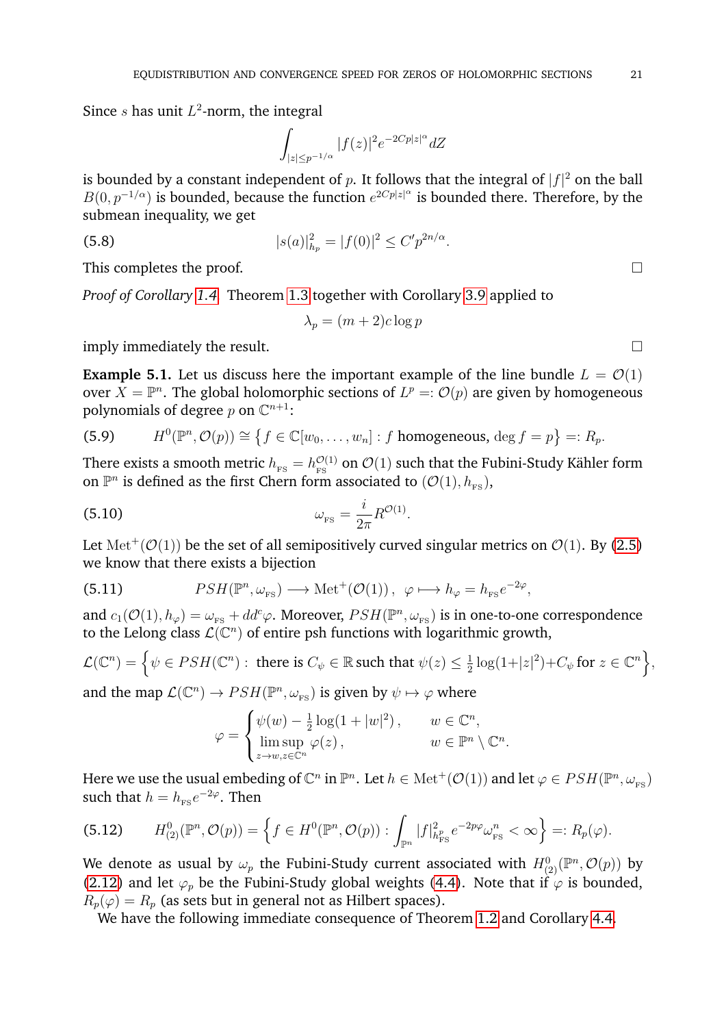Since $s$ has unit $L^2$-norm, the integral

$$\int_{|z|\leq p^{-1/\alpha}} |f(z)|^2 e^{-2Cp|z|^\alpha} dZ$$

is bounded by a constant independent of $p$. It follows that the integral of $|f|^2$ on the ball $B(0, p^{-1/\alpha})$ is bounded, because the function $e^{2Cp|z|^\alpha}$ is bounded there. Therefore, by the submean inequality, we get

$$|s(a)|^2_{h_p} = |f(0)|^2 \leq C' p^{2n/\alpha}. \tag{5.8}$$

This completes the proof. □

*Proof of Corollary 1.4.* Theorem 1.3 together with Corollary 3.9 applied to

$$\lambda_p = (m+2)c\log p$$

imply immediately the result. □

**Example 5.1.** Let us discuss here the important example of the line bundle $L = \mathcal{O}(1)$ over $X = \mathbb{P}^n$. The global holomorphic sections of $L^p =: \mathcal{O}(p)$ are given by homogeneous polynomials of degree $p$ on $\mathbb{C}^{n+1}$:

$$H^0(\mathbb{P}^n, \mathcal{O}(p)) \cong \big\{ f \in \mathbb{C}[w_0, \ldots, w_n] : f \text{ homogeneous}, \deg f = p \big\} =: R_p. \tag{5.9}$$

There exists a smooth metric $h_{\text{FS}} = h^{\mathcal{O}(1)}_{\text{FS}}$ on $\mathcal{O}(1)$ such that the Fubini-Study Kähler form on $\mathbb{P}^n$ is defined as the first Chern form associated to $(\mathcal{O}(1), h_{\text{FS}})$,

$$\omega_{\text{FS}} = \frac{i}{2\pi} R^{\mathcal{O}(1)}. \tag{5.10}$$

Let $\mathrm{Met}^+(\mathcal{O}(1))$ be the set of all semipositively curved singular metrics on $\mathcal{O}(1)$. By (2.5) we know that there exists a bijection

$$PSH(\mathbb{P}^n, \omega_{\text{FS}}) \longrightarrow \mathrm{Met}^+(\mathcal{O}(1)), \ \ \varphi \longmapsto h_\varphi = h_{\text{FS}} e^{-2\varphi}, \tag{5.11}$$

and $c_1(\mathcal{O}(1), h_\varphi) = \omega_{\text{FS}} + dd^c\varphi$. Moreover, $PSH(\mathbb{P}^n, \omega_{\text{FS}})$ is in one-to-one correspondence to the Lelong class $\mathcal{L}(\mathbb{C}^n)$ of entire psh functions with logarithmic growth,

$$\mathcal{L}(\mathbb{C}^n) = \Big\{ \psi \in PSH(\mathbb{C}^n) : \text{ there is } C_\psi \in \mathbb{R} \text{ such that } \psi(z) \leq \tfrac{1}{2}\log(1+|z|^2) + C_\psi \text{ for } z \in \mathbb{C}^n \Big\},$$

and the map $\mathcal{L}(\mathbb{C}^n) \to PSH(\mathbb{P}^n, \omega_{\text{FS}})$ is given by $\psi \mapsto \varphi$ where

$$\varphi = \begin{cases} \psi(w) - \frac{1}{2}\log(1+|w|^2), & w \in \mathbb{C}^n, \\ \limsup\limits_{z \to w, z \in \mathbb{C}^n} \varphi(z), & w \in \mathbb{P}^n \setminus \mathbb{C}^n. \end{cases}$$

Here we use the usual embeding of $\mathbb{C}^n$ in $\mathbb{P}^n$. Let $h \in \mathrm{Met}^+(\mathcal{O}(1))$ and let $\varphi \in PSH(\mathbb{P}^n, \omega_{\text{FS}})$ such that $h = h_{\text{FS}} e^{-2\varphi}$. Then

$$H^0_{(2)}(\mathbb{P}^n, \mathcal{O}(p)) = \Big\{ f \in H^0(\mathbb{P}^n, \mathcal{O}(p)) : \int_{\mathbb{P}^n} |f|^2_{h^p_{\text{FS}}} e^{-2p\varphi} \omega^n_{\text{FS}} < \infty \Big\} =: R_p(\varphi). \tag{5.12}$$

We denote as usual by $\omega_p$ the Fubini-Study current associated with $H^0_{(2)}(\mathbb{P}^n, \mathcal{O}(p))$ by (2.12) and let $\varphi_p$ be the Fubini-Study global weights (4.4). Note that if $\varphi$ is bounded, $R_p(\varphi) = R_p$ (as sets but in general not as Hilbert spaces).

We have the following immediate consequence of Theorem 1.2 and Corollary 4.4.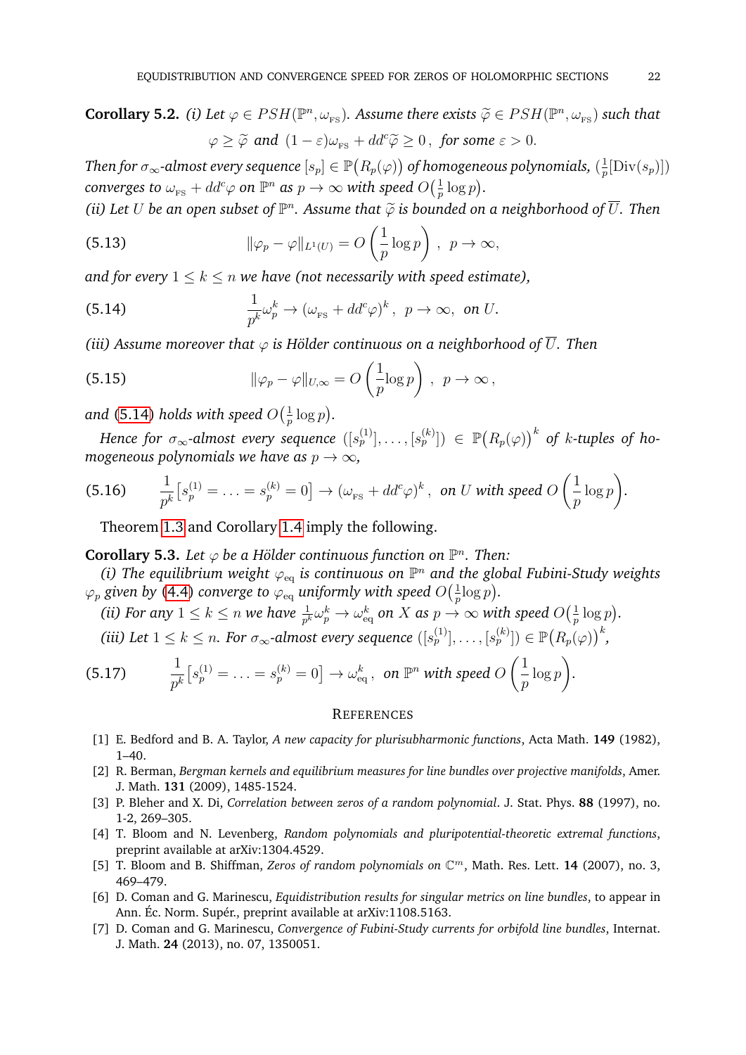**Corollary 5.2.** *(i) Let $\varphi \in PSH(\mathbb{P}^n, \omega_{\rm FS})$. Assume there exists $\widetilde{\varphi} \in PSH(\mathbb{P}^n, \omega_{\rm FS})$ such that*

$$\varphi \geq \widetilde{\varphi} \ \text{ and } \ (1-\varepsilon)\omega_{\rm FS} + dd^c\widetilde{\varphi} \geq 0\,, \ \text{ for some } \varepsilon > 0.$$

*Then for $\sigma_\infty$-almost every sequence $[s_p] \in \mathbb{P}\big(R_p(\varphi)\big)$ of homogeneous polynomials, $(\frac{1}{p}[\mathrm{Div}(s_p)])$ converges to $\omega_{\rm FS} + dd^c\varphi$ on $\mathbb{P}^n$ as $p \to \infty$ with speed $O\big(\frac{1}{p}\log p\big)$.*

*(ii) Let $U$ be an open subset of $\mathbb{P}^n$. Assume that $\widetilde{\varphi}$ is bounded on a neighborhood of $\overline{U}$. Then*

$$\|\varphi_p - \varphi\|_{L^1(U)} = O\left(\frac{1}{p}\log p\right)\,, \ \ p \to \infty, \tag{5.13}$$

*and for every $1 \leq k \leq n$ we have (not necessarily with speed estimate),*

$$\frac{1}{p^k}\omega_p^k \to (\omega_{\rm FS} + dd^c\varphi)^k\,, \ \ p \to \infty, \ \text{ on } U. \tag{5.14}$$

*(iii) Assume moreover that $\varphi$ is Hölder continuous on a neighborhood of $\overline{U}$. Then*

$$\|\varphi_p - \varphi\|_{U,\infty} = O\left(\frac{1}{p}\log p\right)\,, \ \ p \to \infty\,, \tag{5.15}$$

*and (5.14) holds with speed $O\big(\frac{1}{p}\log p\big)$.*

*Hence for $\sigma_\infty$-almost every sequence $([s_p^{(1)}], \ldots, [s_p^{(k)}]) \in \mathbb{P}\big(R_p(\varphi)\big)^k$ of $k$-tuples of homogeneous polynomials we have as $p \to \infty$,*

$$\frac{1}{p^k}\big[s_p^{(1)} = \ldots = s_p^{(k)} = 0\big] \to (\omega_{\rm FS} + dd^c\varphi)^k\,, \ \text{ on } U \text{ with speed } O\left(\frac{1}{p}\log p\right). \tag{5.16}$$

Theorem 1.3 and Corollary 1.4 imply the following.

**Corollary 5.3.** *Let $\varphi$ be a Hölder continuous function on $\mathbb{P}^n$. Then:*

*(i) The equilibrium weight $\varphi_{\rm eq}$ is continuous on $\mathbb{P}^n$ and the global Fubini-Study weights $\varphi_p$ given by (4.4) converge to $\varphi_{\rm eq}$ uniformly with speed $O\big(\frac{1}{p}\log p\big)$.*

*(ii) For any $1 \leq k \leq n$ we have $\frac{1}{p^k}\omega_p^k \to \omega_{\rm eq}^k$ on $X$ as $p \to \infty$ with speed $O\big(\frac{1}{p}\log p\big)$.*

*(iii) Let $1 \leq k \leq n$. For $\sigma_\infty$-almost every sequence $([s_p^{(1)}], \ldots, [s_p^{(k)}]) \in \mathbb{P}\big(R_p(\varphi)\big)^k$,*

$$\frac{1}{p^k}\big[s_p^{(1)} = \ldots = s_p^{(k)} = 0\big] \to \omega_{\rm eq}^k\,, \ \text{ on } \mathbb{P}^n \text{ with speed } O\left(\frac{1}{p}\log p\right). \tag{5.17}$$

## References

[1] E. Bedford and B. A. Taylor, *A new capacity for plurisubharmonic functions*, Acta Math. **149** (1982), 1–40.

[2] R. Berman, *Bergman kernels and equilibrium measures for line bundles over projective manifolds*, Amer. J. Math. **131** (2009), 1485-1524.

[3] P. Bleher and X. Di, *Correlation between zeros of a random polynomial*. J. Stat. Phys. **88** (1997), no. 1-2, 269–305.

[4] T. Bloom and N. Levenberg, *Random polynomials and pluripotential-theoretic extremal functions*, preprint available at arXiv:1304.4529.

[5] T. Bloom and B. Shiffman, *Zeros of random polynomials on $\mathbb{C}^m$*, Math. Res. Lett. **14** (2007), no. 3, 469–479.

[6] D. Coman and G. Marinescu, *Equidistribution results for singular metrics on line bundles*, to appear in Ann. Éc. Norm. Supér., preprint available at arXiv:1108.5163.

[7] D. Coman and G. Marinescu, *Convergence of Fubini-Study currents for orbifold line bundles*, Internat. J. Math. **24** (2013), no. 07, 1350051.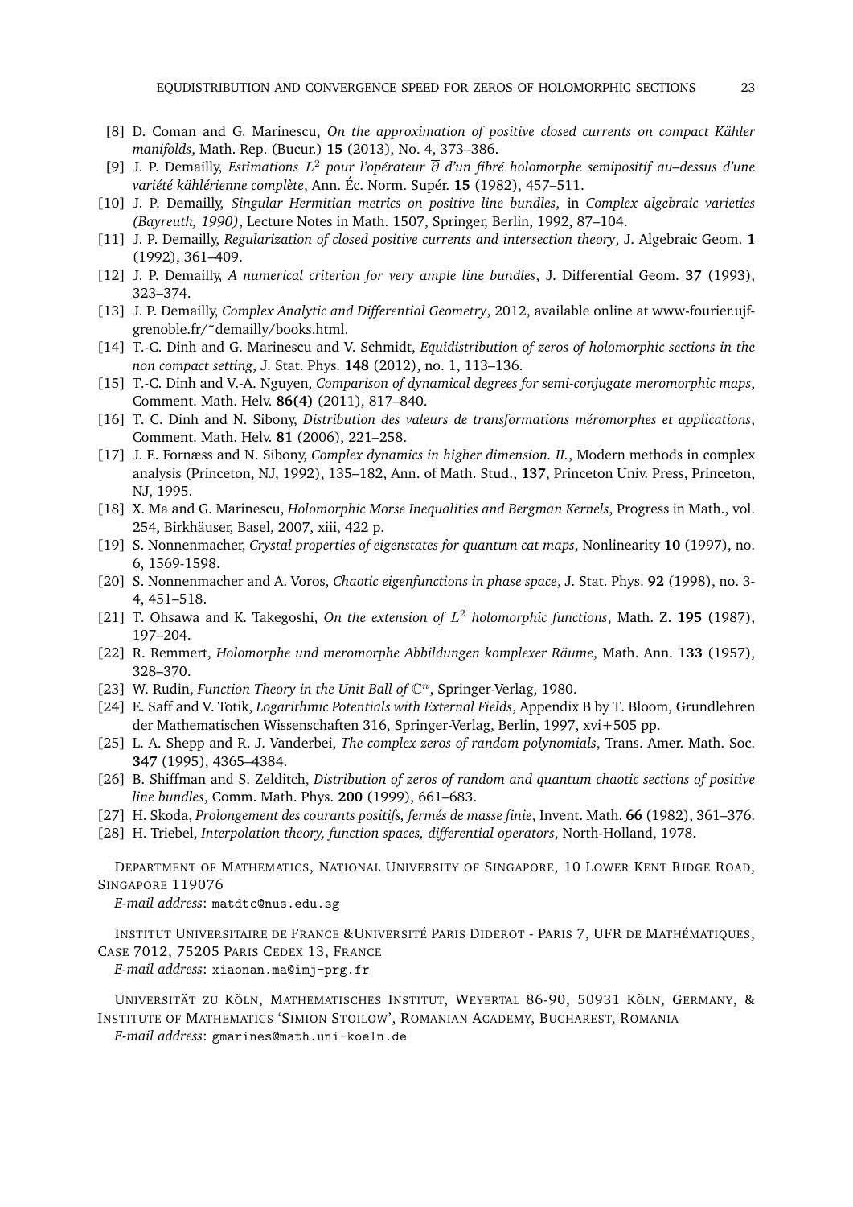[8] D. Coman and G. Marinescu, *On the approximation of positive closed currents on compact Kähler manifolds*, Math. Rep. (Bucur.) **15** (2013), No. 4, 373–386.

[9] J. P. Demailly, *Estimations $L^2$ pour l'opérateur $\overline{\partial}$ d'un fibré holomorphe semipositif au–dessus d'une variété kählérienne complète*, Ann. Éc. Norm. Supér. **15** (1982), 457–511.

[10] J. P. Demailly, *Singular Hermitian metrics on positive line bundles*, in *Complex algebraic varieties (Bayreuth, 1990)*, Lecture Notes in Math. 1507, Springer, Berlin, 1992, 87–104.

[11] J. P. Demailly, *Regularization of closed positive currents and intersection theory*, J. Algebraic Geom. **1** (1992), 361–409.

[12] J. P. Demailly, *A numerical criterion for very ample line bundles*, J. Differential Geom. **37** (1993), 323–374.

[13] J. P. Demailly, *Complex Analytic and Differential Geometry*, 2012, available online at www-fourier.ujf-grenoble.fr/~demailly/books.html.

[14] T.-C. Dinh and G. Marinescu and V. Schmidt, *Equidistribution of zeros of holomorphic sections in the non compact setting*, J. Stat. Phys. **148** (2012), no. 1, 113–136.

[15] T.-C. Dinh and V.-A. Nguyen, *Comparison of dynamical degrees for semi-conjugate meromorphic maps*, Comment. Math. Helv. **86(4)** (2011), 817–840.

[16] T. C. Dinh and N. Sibony, *Distribution des valeurs de transformations méromorphes et applications*, Comment. Math. Helv. **81** (2006), 221–258.

[17] J. E. Fornæss and N. Sibony, *Complex dynamics in higher dimension. II.*, Modern methods in complex analysis (Princeton, NJ, 1992), 135–182, Ann. of Math. Stud., **137**, Princeton Univ. Press, Princeton, NJ, 1995.

[18] X. Ma and G. Marinescu, *Holomorphic Morse Inequalities and Bergman Kernels*, Progress in Math., vol. 254, Birkhäuser, Basel, 2007, xiii, 422 p.

[19] S. Nonnenmacher, *Crystal properties of eigenstates for quantum cat maps*, Nonlinearity **10** (1997), no. 6, 1569-1598.

[20] S. Nonnenmacher and A. Voros, *Chaotic eigenfunctions in phase space*, J. Stat. Phys. **92** (1998), no. 3-4, 451–518.

[21] T. Ohsawa and K. Takegoshi, *On the extension of $L^2$ holomorphic functions*, Math. Z. **195** (1987), 197–204.

[22] R. Remmert, *Holomorphe und meromorphe Abbildungen komplexer Räume*, Math. Ann. **133** (1957), 328–370.

[23] W. Rudin, *Function Theory in the Unit Ball of $\mathbb{C}^n$*, Springer-Verlag, 1980.

[24] E. Saff and V. Totik, *Logarithmic Potentials with External Fields*, Appendix B by T. Bloom, Grundlehren der Mathematischen Wissenschaften 316, Springer-Verlag, Berlin, 1997, xvi+505 pp.

[25] L. A. Shepp and R. J. Vanderbei, *The complex zeros of random polynomials*, Trans. Amer. Math. Soc. **347** (1995), 4365–4384.

[26] B. Shiffman and S. Zelditch, *Distribution of zeros of random and quantum chaotic sections of positive line bundles*, Comm. Math. Phys. **200** (1999), 661–683.

[27] H. Skoda, *Prolongement des courants positifs, fermés de masse finie*, Invent. Math. **66** (1982), 361–376.

[28] H. Triebel, *Interpolation theory, function spaces, differential operators*, North-Holland, 1978.

DEPARTMENT OF MATHEMATICS, NATIONAL UNIVERSITY OF SINGAPORE, 10 LOWER KENT RIDGE ROAD, SINGAPORE 119076

*E-mail address*: matdtc@nus.edu.sg

INSTITUT UNIVERSITAIRE DE FRANCE &UNIVERSITÉ PARIS DIDEROT - PARIS 7, UFR DE MATHÉMATIQUES, CASE 7012, 75205 PARIS CEDEX 13, FRANCE

*E-mail address*: xiaonan.ma@imj-prg.fr

UNIVERSITÄT ZU KÖLN, MATHEMATISCHES INSTITUT, WEYERTAL 86-90, 50931 KÖLN, GERMANY, & INSTITUTE OF MATHEMATICS 'SIMION STOILOW', ROMANIAN ACADEMY, BUCHAREST, ROMANIA

*E-mail address*: gmarines@math.uni-koeln.de